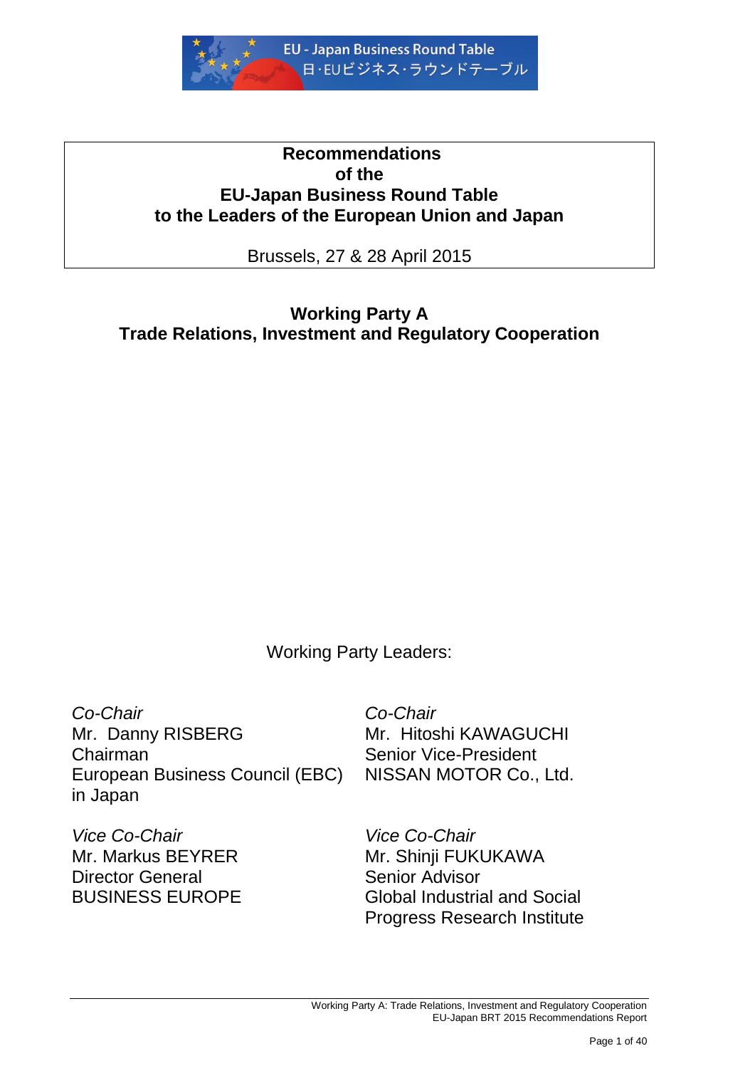EU - Japan Business Round Table
日·EUビジネス·ラウンドテーブル

# Recommendations of the EU-Japan Business Round Table to the Leaders of the European Union and Japan

Brussels, 27 & 28 April 2015

## Working Party A
## Trade Relations, Investment and Regulatory Cooperation

Working Party Leaders:

*Co-Chair*
Mr. Danny RISBERG
Chairman
European Business Council (EBC) in Japan

*Co-Chair*
Mr. Hitoshi KAWAGUCHI
Senior Vice-President
NISSAN MOTOR Co., Ltd.

*Vice Co-Chair*
Mr. Markus BEYRER
Director General
BUSINESS EUROPE

*Vice Co-Chair*
Mr. Shinji FUKUKAWA
Senior Advisor
Global Industrial and Social Progress Research Institute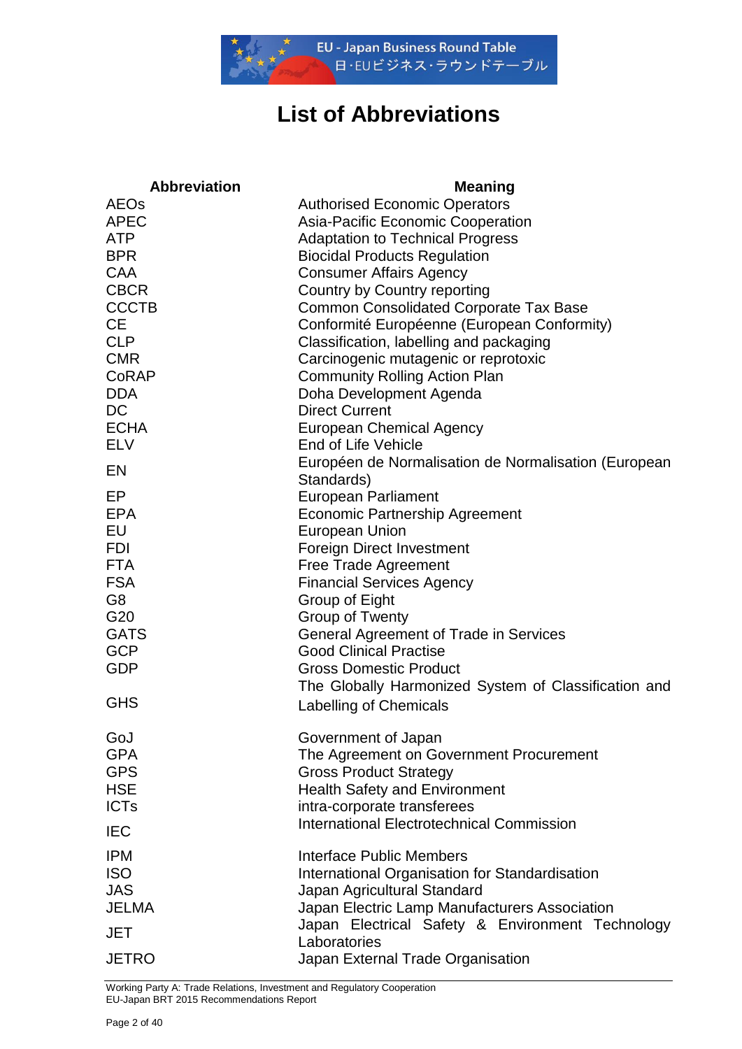# List of Abbreviations

| Abbreviation | Meaning |
|---|---|
| AEOs | Authorised Economic Operators |
| APEC | Asia-Pacific Economic Cooperation |
| ATP | Adaptation to Technical Progress |
| BPR | Biocidal Products Regulation |
| CAA | Consumer Affairs Agency |
| CBCR | Country by Country reporting |
| CCCTB | Common Consolidated Corporate Tax Base |
| CE | Conformité Européenne (European Conformity) |
| CLP | Classification, labelling and packaging |
| CMR | Carcinogenic mutagenic or reprotoxic |
| CoRAP | Community Rolling Action Plan |
| DDA | Doha Development Agenda |
| DC | Direct Current |
| ECHA | European Chemical Agency |
| ELV | End of Life Vehicle |
| EN | Européen de Normalisation de Normalisation (European Standards) |
| EP | European Parliament |
| EPA | Economic Partnership Agreement |
| EU | European Union |
| FDI | Foreign Direct Investment |
| FTA | Free Trade Agreement |
| FSA | Financial Services Agency |
| G8 | Group of Eight |
| G20 | Group of Twenty |
| GATS | General Agreement of Trade in Services |
| GCP | Good Clinical Practise |
| GDP | Gross Domestic Product |
| GHS | The Globally Harmonized System of Classification and Labelling of Chemicals |
| GoJ | Government of Japan |
| GPA | The Agreement on Government Procurement |
| GPS | Gross Product Strategy |
| HSE | Health Safety and Environment |
| ICTs | intra-corporate transferees |
| IEC | International Electrotechnical Commission |
| IPM | Interface Public Members |
| ISO | International Organisation for Standardisation |
| JAS | Japan Agricultural Standard |
| JELMA | Japan Electric Lamp Manufacturers Association |
| JET | Japan Electrical Safety & Environment Technology Laboratories |
| JETRO | Japan External Trade Organisation |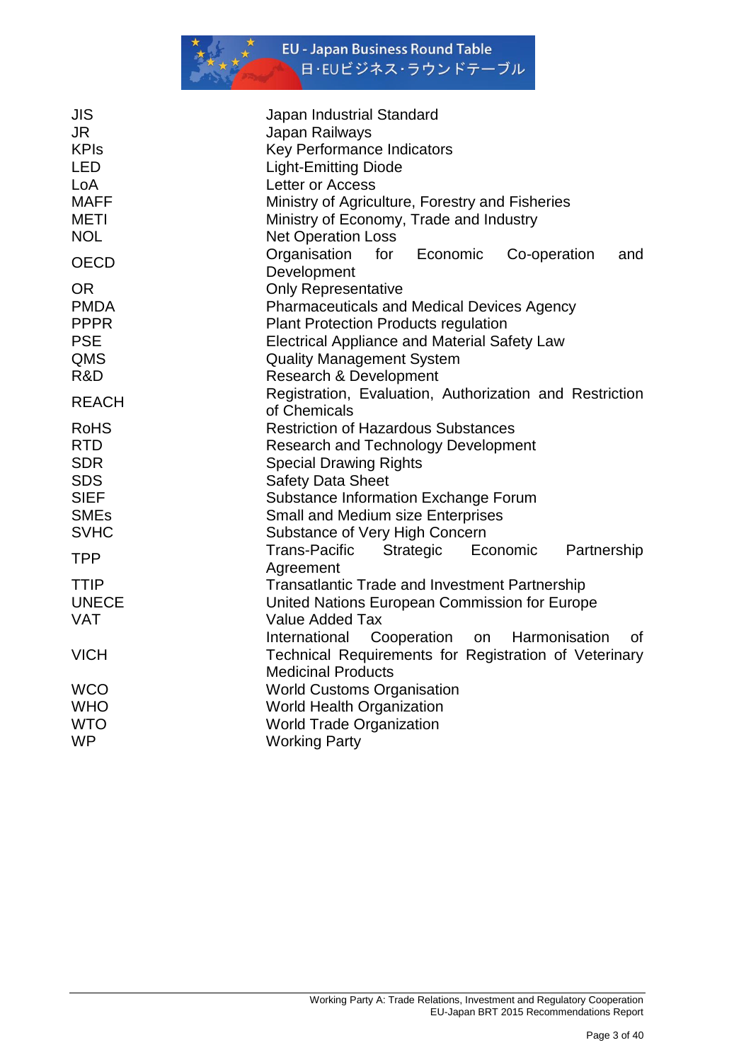| | |
|---|---|
| JIS | Japan Industrial Standard |
| JR | Japan Railways |
| KPIs | Key Performance Indicators |
| LED | Light-Emitting Diode |
| LoA | Letter or Access |
| MAFF | Ministry of Agriculture, Forestry and Fisheries |
| METI | Ministry of Economy, Trade and Industry |
| NOL | Net Operation Loss |
| OECD | Organisation for Economic Co-operation and Development |
| OR | Only Representative |
| PMDA | Pharmaceuticals and Medical Devices Agency |
| PPPR | Plant Protection Products regulation |
| PSE | Electrical Appliance and Material Safety Law |
| QMS | Quality Management System |
| R&D | Research & Development |
| REACH | Registration, Evaluation, Authorization and Restriction of Chemicals |
| RoHS | Restriction of Hazardous Substances |
| RTD | Research and Technology Development |
| SDR | Special Drawing Rights |
| SDS | Safety Data Sheet |
| SIEF | Substance Information Exchange Forum |
| SMEs | Small and Medium size Enterprises |
| SVHC | Substance of Very High Concern |
| TPP | Trans-Pacific Strategic Economic Partnership Agreement |
| TTIP | Transatlantic Trade and Investment Partnership |
| UNECE | United Nations European Commission for Europe |
| VAT | Value Added Tax |
| VICH | International Cooperation on Harmonisation of Technical Requirements for Registration of Veterinary Medicinal Products |
| WCO | World Customs Organisation |
| WHO | World Health Organization |
| WTO | World Trade Organization |
| WP | Working Party |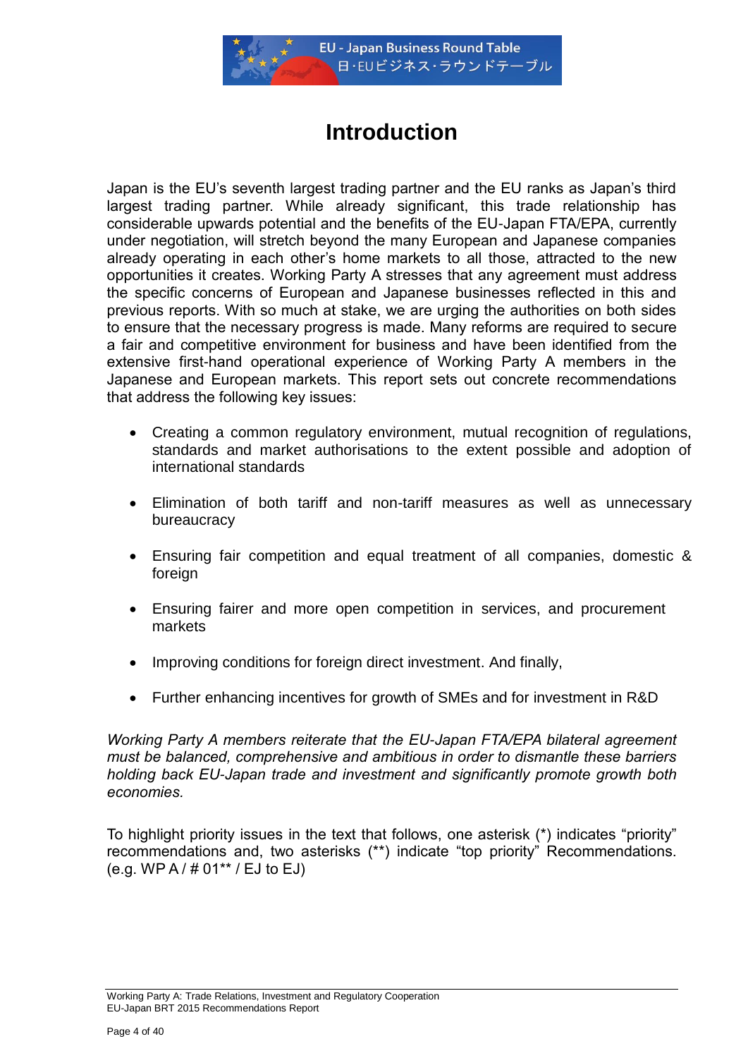# Introduction

Japan is the EU's seventh largest trading partner and the EU ranks as Japan's third largest trading partner. While already significant, this trade relationship has considerable upwards potential and the benefits of the EU-Japan FTA/EPA, currently under negotiation, will stretch beyond the many European and Japanese companies already operating in each other's home markets to all those, attracted to the new opportunities it creates. Working Party A stresses that any agreement must address the specific concerns of European and Japanese businesses reflected in this and previous reports. With so much at stake, we are urging the authorities on both sides to ensure that the necessary progress is made. Many reforms are required to secure a fair and competitive environment for business and have been identified from the extensive first-hand operational experience of Working Party A members in the Japanese and European markets. This report sets out concrete recommendations that address the following key issues:

- Creating a common regulatory environment, mutual recognition of regulations, standards and market authorisations to the extent possible and adoption of international standards
- Elimination of both tariff and non-tariff measures as well as unnecessary bureaucracy
- Ensuring fair competition and equal treatment of all companies, domestic & foreign
- Ensuring fairer and more open competition in services, and procurement markets
- Improving conditions for foreign direct investment. And finally,
- Further enhancing incentives for growth of SMEs and for investment in R&D

*Working Party A members reiterate that the EU-Japan FTA/EPA bilateral agreement must be balanced, comprehensive and ambitious in order to dismantle these barriers holding back EU-Japan trade and investment and significantly promote growth both economies.*

To highlight priority issues in the text that follows, one asterisk (*) indicates "priority" recommendations and, two asterisks (**) indicate "top priority" Recommendations. (e.g. WP A / # 01** / EJ to EJ)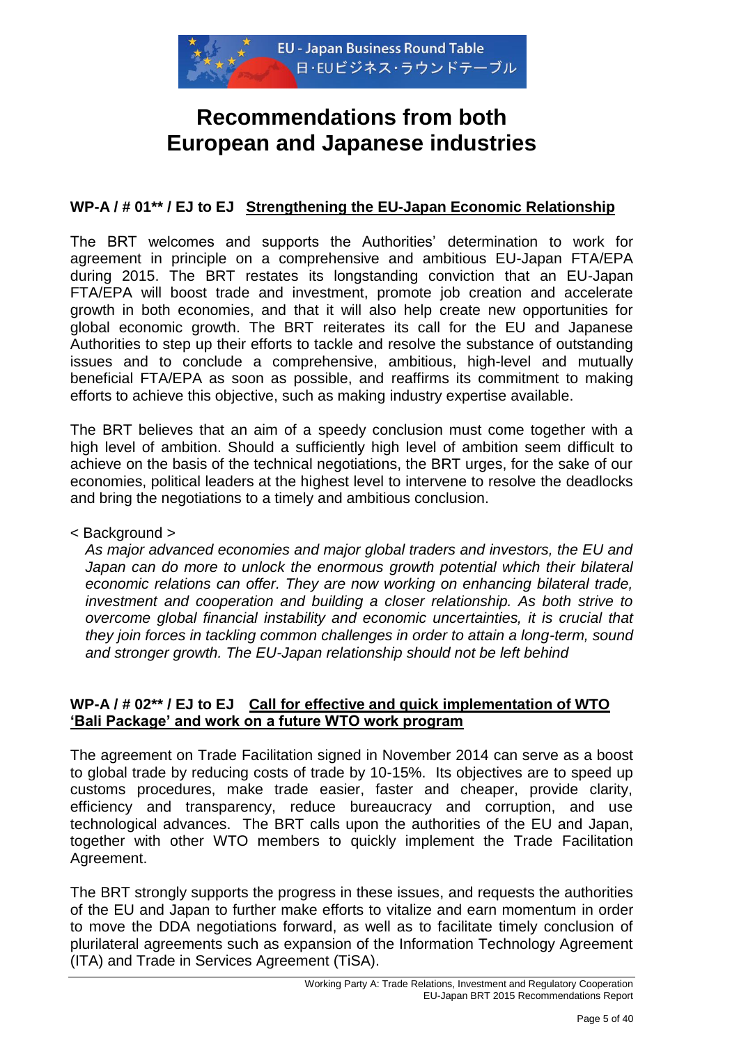# Recommendations from both European and Japanese industries

### WP-A / # 01** / EJ to EJ Strengthening the EU-Japan Economic Relationship

The BRT welcomes and supports the Authorities' determination to work for agreement in principle on a comprehensive and ambitious EU-Japan FTA/EPA during 2015. The BRT restates its longstanding conviction that an EU-Japan FTA/EPA will boost trade and investment, promote job creation and accelerate growth in both economies, and that it will also help create new opportunities for global economic growth. The BRT reiterates its call for the EU and Japanese Authorities to step up their efforts to tackle and resolve the substance of outstanding issues and to conclude a comprehensive, ambitious, high-level and mutually beneficial FTA/EPA as soon as possible, and reaffirms its commitment to making efforts to achieve this objective, such as making industry expertise available.

The BRT believes that an aim of a speedy conclusion must come together with a high level of ambition. Should a sufficiently high level of ambition seem difficult to achieve on the basis of the technical negotiations, the BRT urges, for the sake of our economies, political leaders at the highest level to intervene to resolve the deadlocks and bring the negotiations to a timely and ambitious conclusion.

< Background >

*As major advanced economies and major global traders and investors, the EU and Japan can do more to unlock the enormous growth potential which their bilateral economic relations can offer. They are now working on enhancing bilateral trade, investment and cooperation and building a closer relationship. As both strive to overcome global financial instability and economic uncertainties, it is crucial that they join forces in tackling common challenges in order to attain a long-term, sound and stronger growth. The EU-Japan relationship should not be left behind*

### WP-A / # 02** / EJ to EJ Call for effective and quick implementation of WTO 'Bali Package' and work on a future WTO work program

The agreement on Trade Facilitation signed in November 2014 can serve as a boost to global trade by reducing costs of trade by 10-15%. Its objectives are to speed up customs procedures, make trade easier, faster and cheaper, provide clarity, efficiency and transparency, reduce bureaucracy and corruption, and use technological advances. The BRT calls upon the authorities of the EU and Japan, together with other WTO members to quickly implement the Trade Facilitation Agreement.

The BRT strongly supports the progress in these issues, and requests the authorities of the EU and Japan to further make efforts to vitalize and earn momentum in order to move the DDA negotiations forward, as well as to facilitate timely conclusion of plurilateral agreements such as expansion of the Information Technology Agreement (ITA) and Trade in Services Agreement (TiSA).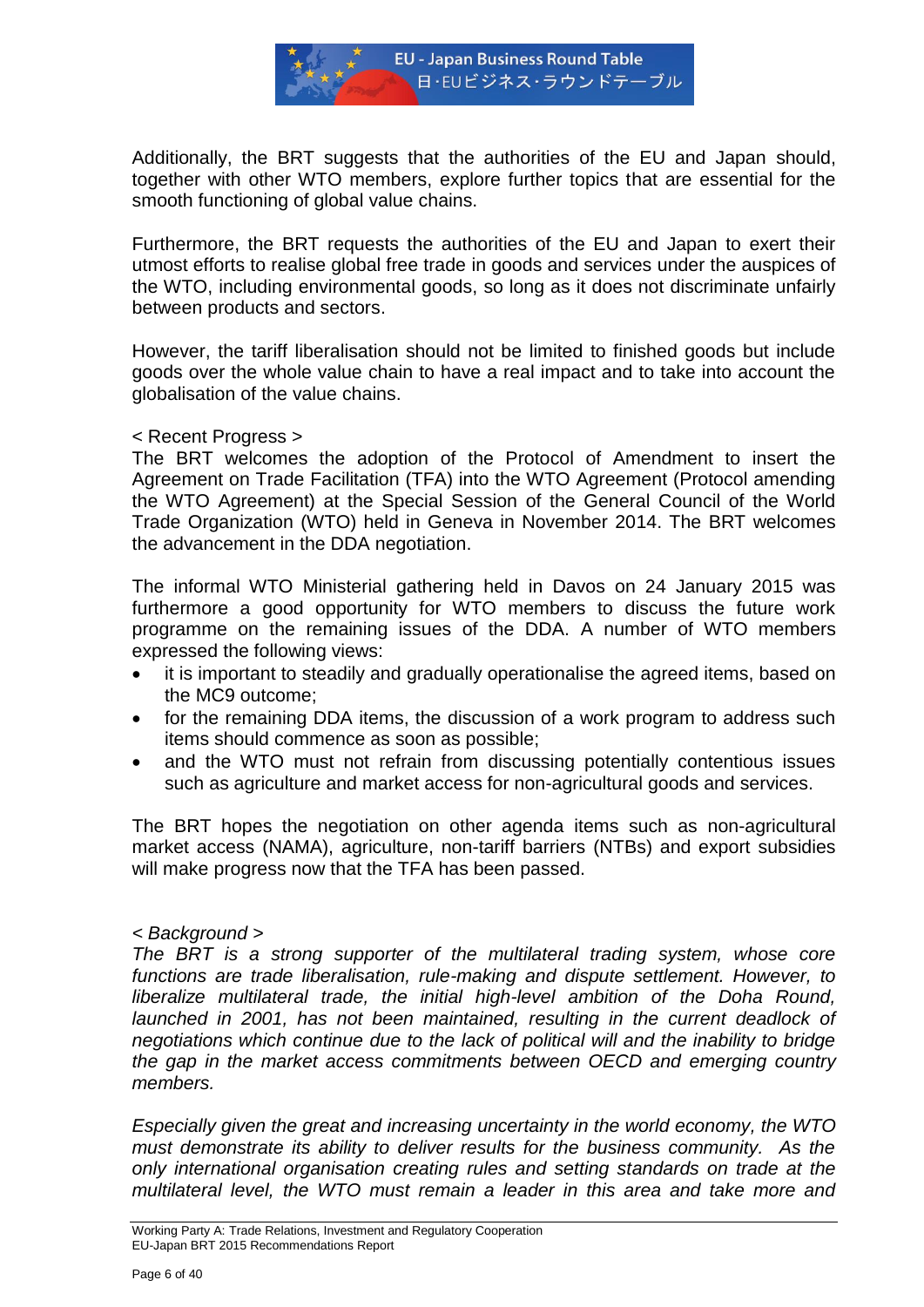Additionally, the BRT suggests that the authorities of the EU and Japan should, together with other WTO members, explore further topics that are essential for the smooth functioning of global value chains.

Furthermore, the BRT requests the authorities of the EU and Japan to exert their utmost efforts to realise global free trade in goods and services under the auspices of the WTO, including environmental goods, so long as it does not discriminate unfairly between products and sectors.

However, the tariff liberalisation should not be limited to finished goods but include goods over the whole value chain to have a real impact and to take into account the globalisation of the value chains.

< Recent Progress >

The BRT welcomes the adoption of the Protocol of Amendment to insert the Agreement on Trade Facilitation (TFA) into the WTO Agreement (Protocol amending the WTO Agreement) at the Special Session of the General Council of the World Trade Organization (WTO) held in Geneva in November 2014. The BRT welcomes the advancement in the DDA negotiation.

The informal WTO Ministerial gathering held in Davos on 24 January 2015 was furthermore a good opportunity for WTO members to discuss the future work programme on the remaining issues of the DDA. A number of WTO members expressed the following views:

- it is important to steadily and gradually operationalise the agreed items, based on the MC9 outcome;
- for the remaining DDA items, the discussion of a work program to address such items should commence as soon as possible;
- and the WTO must not refrain from discussing potentially contentious issues such as agriculture and market access for non-agricultural goods and services.

The BRT hopes the negotiation on other agenda items such as non-agricultural market access (NAMA), agriculture, non-tariff barriers (NTBs) and export subsidies will make progress now that the TFA has been passed.

*< Background >*

*The BRT is a strong supporter of the multilateral trading system, whose core functions are trade liberalisation, rule-making and dispute settlement. However, to liberalize multilateral trade, the initial high-level ambition of the Doha Round, launched in 2001, has not been maintained, resulting in the current deadlock of negotiations which continue due to the lack of political will and the inability to bridge the gap in the market access commitments between OECD and emerging country members.*

*Especially given the great and increasing uncertainty in the world economy, the WTO must demonstrate its ability to deliver results for the business community. As the only international organisation creating rules and setting standards on trade at the multilateral level, the WTO must remain a leader in this area and take more and*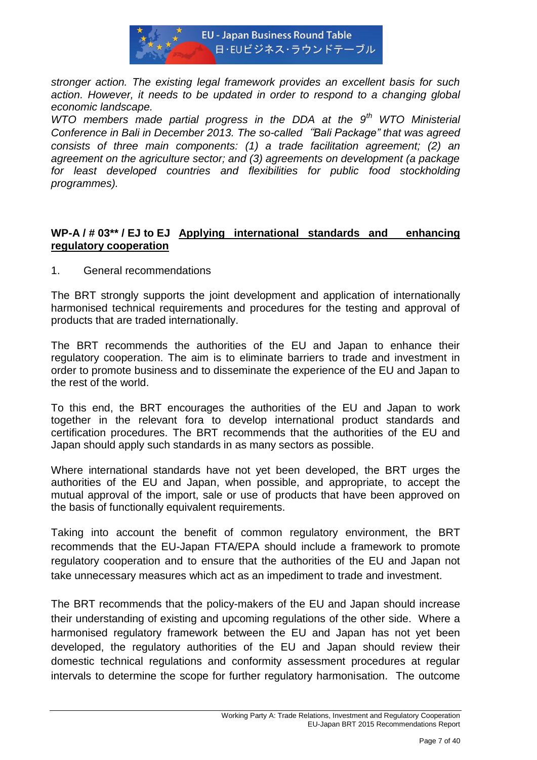*stronger action. The existing legal framework provides an excellent basis for such action. However, it needs to be updated in order to respond to a changing global economic landscape.*

*WTO members made partial progress in the DDA at the 9th WTO Ministerial Conference in Bali in December 2013. The so-called "Bali Package" that was agreed consists of three main components: (1) a trade facilitation agreement; (2) an agreement on the agriculture sector; and (3) agreements on development (a package for least developed countries and flexibilities for public food stockholding programmes).*

**WP-A / # 03\*\* / EJ to EJ** **<u>Applying international standards and enhancing regulatory cooperation</u>**

1. General recommendations

The BRT strongly supports the joint development and application of internationally harmonised technical requirements and procedures for the testing and approval of products that are traded internationally.

The BRT recommends the authorities of the EU and Japan to enhance their regulatory cooperation. The aim is to eliminate barriers to trade and investment in order to promote business and to disseminate the experience of the EU and Japan to the rest of the world.

To this end, the BRT encourages the authorities of the EU and Japan to work together in the relevant fora to develop international product standards and certification procedures. The BRT recommends that the authorities of the EU and Japan should apply such standards in as many sectors as possible.

Where international standards have not yet been developed, the BRT urges the authorities of the EU and Japan, when possible, and appropriate, to accept the mutual approval of the import, sale or use of products that have been approved on the basis of functionally equivalent requirements.

Taking into account the benefit of common regulatory environment, the BRT recommends that the EU-Japan FTA/EPA should include a framework to promote regulatory cooperation and to ensure that the authorities of the EU and Japan not take unnecessary measures which act as an impediment to trade and investment.

The BRT recommends that the policy-makers of the EU and Japan should increase their understanding of existing and upcoming regulations of the other side. Where a harmonised regulatory framework between the EU and Japan has not yet been developed, the regulatory authorities of the EU and Japan should review their domestic technical regulations and conformity assessment procedures at regular intervals to determine the scope for further regulatory harmonisation. The outcome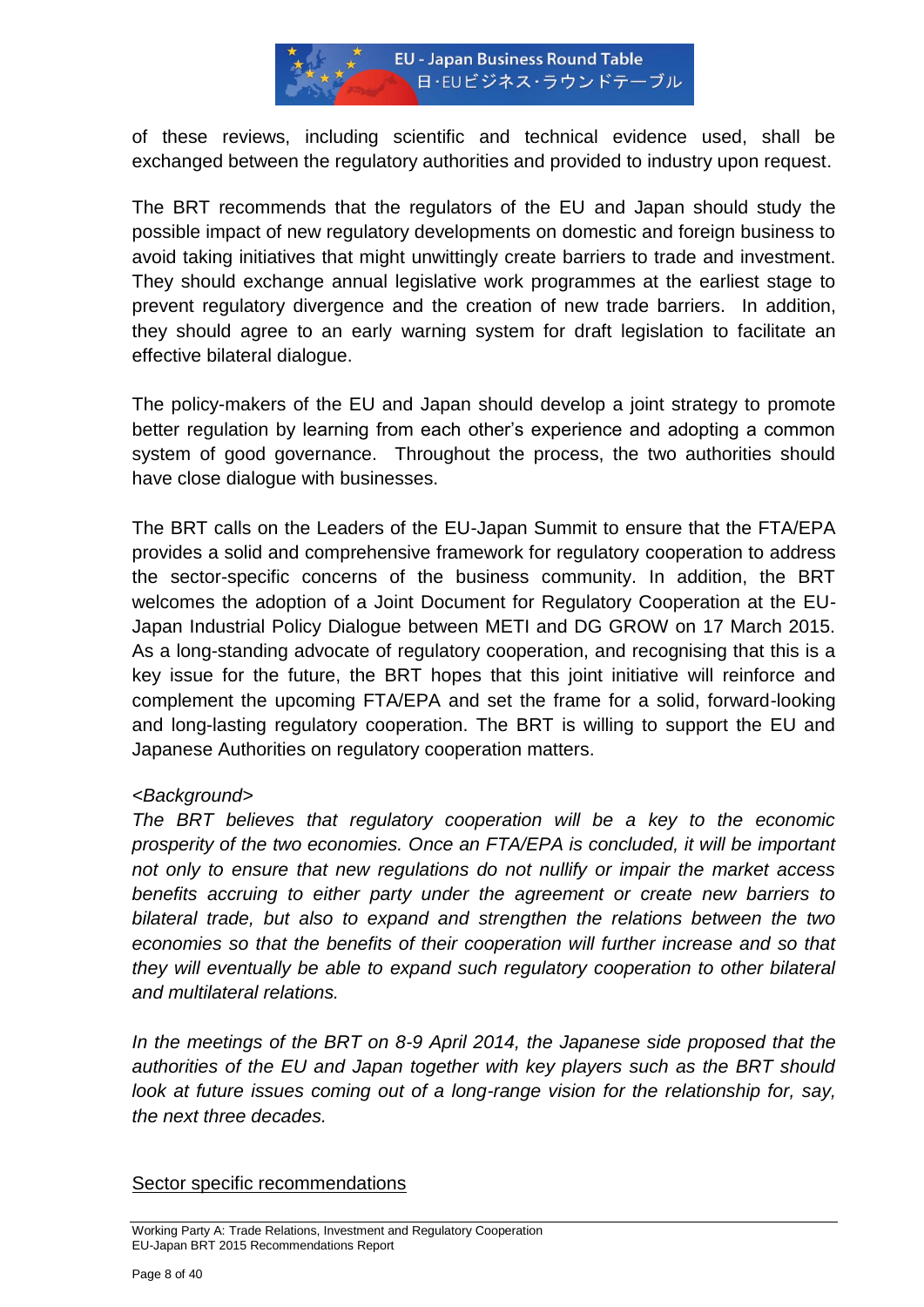of these reviews, including scientific and technical evidence used, shall be exchanged between the regulatory authorities and provided to industry upon request.

The BRT recommends that the regulators of the EU and Japan should study the possible impact of new regulatory developments on domestic and foreign business to avoid taking initiatives that might unwittingly create barriers to trade and investment. They should exchange annual legislative work programmes at the earliest stage to prevent regulatory divergence and the creation of new trade barriers. In addition, they should agree to an early warning system for draft legislation to facilitate an effective bilateral dialogue.

The policy-makers of the EU and Japan should develop a joint strategy to promote better regulation by learning from each other's experience and adopting a common system of good governance. Throughout the process, the two authorities should have close dialogue with businesses.

The BRT calls on the Leaders of the EU-Japan Summit to ensure that the FTA/EPA provides a solid and comprehensive framework for regulatory cooperation to address the sector-specific concerns of the business community. In addition, the BRT welcomes the adoption of a Joint Document for Regulatory Cooperation at the EU-Japan Industrial Policy Dialogue between METI and DG GROW on 17 March 2015. As a long-standing advocate of regulatory cooperation, and recognising that this is a key issue for the future, the BRT hopes that this joint initiative will reinforce and complement the upcoming FTA/EPA and set the frame for a solid, forward-looking and long-lasting regulatory cooperation. The BRT is willing to support the EU and Japanese Authorities on regulatory cooperation matters.

*<Background>*
*The BRT believes that regulatory cooperation will be a key to the economic prosperity of the two economies. Once an FTA/EPA is concluded, it will be important not only to ensure that new regulations do not nullify or impair the market access benefits accruing to either party under the agreement or create new barriers to bilateral trade, but also to expand and strengthen the relations between the two economies so that the benefits of their cooperation will further increase and so that they will eventually be able to expand such regulatory cooperation to other bilateral and multilateral relations.*

*In the meetings of the BRT on 8-9 April 2014, the Japanese side proposed that the authorities of the EU and Japan together with key players such as the BRT should look at future issues coming out of a long-range vision for the relationship for, say, the next three decades.*

<u>Sector specific recommendations</u>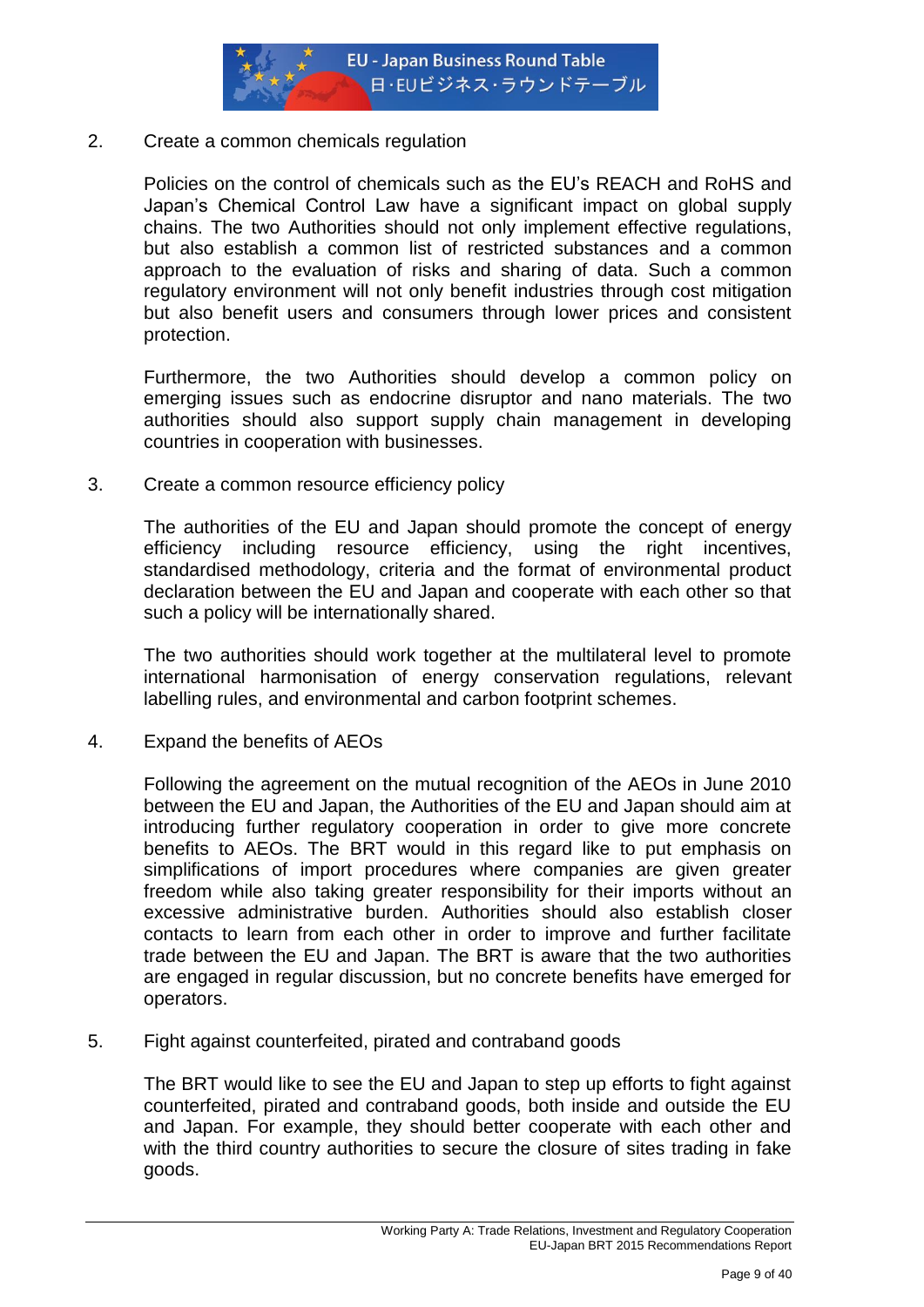2. Create a common chemicals regulation

   Policies on the control of chemicals such as the EU's REACH and RoHS and Japan's Chemical Control Law have a significant impact on global supply chains. The two Authorities should not only implement effective regulations, but also establish a common list of restricted substances and a common approach to the evaluation of risks and sharing of data. Such a common regulatory environment will not only benefit industries through cost mitigation but also benefit users and consumers through lower prices and consistent protection.

   Furthermore, the two Authorities should develop a common policy on emerging issues such as endocrine disruptor and nano materials. The two authorities should also support supply chain management in developing countries in cooperation with businesses.

3. Create a common resource efficiency policy

   The authorities of the EU and Japan should promote the concept of energy efficiency including resource efficiency, using the right incentives, standardised methodology, criteria and the format of environmental product declaration between the EU and Japan and cooperate with each other so that such a policy will be internationally shared.

   The two authorities should work together at the multilateral level to promote international harmonisation of energy conservation regulations, relevant labelling rules, and environmental and carbon footprint schemes.

4. Expand the benefits of AEOs

   Following the agreement on the mutual recognition of the AEOs in June 2010 between the EU and Japan, the Authorities of the EU and Japan should aim at introducing further regulatory cooperation in order to give more concrete benefits to AEOs. The BRT would in this regard like to put emphasis on simplifications of import procedures where companies are given greater freedom while also taking greater responsibility for their imports without an excessive administrative burden. Authorities should also establish closer contacts to learn from each other in order to improve and further facilitate trade between the EU and Japan. The BRT is aware that the two authorities are engaged in regular discussion, but no concrete benefits have emerged for operators.

5. Fight against counterfeited, pirated and contraband goods

   The BRT would like to see the EU and Japan to step up efforts to fight against counterfeited, pirated and contraband goods, both inside and outside the EU and Japan. For example, they should better cooperate with each other and with the third country authorities to secure the closure of sites trading in fake goods.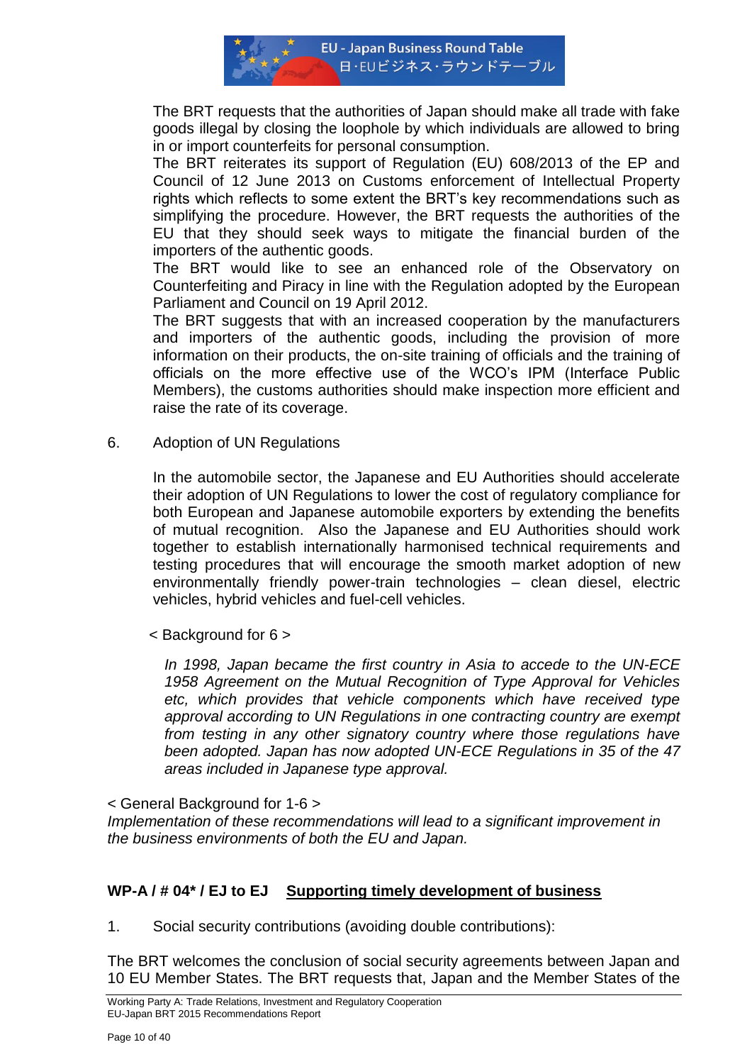The BRT requests that the authorities of Japan should make all trade with fake goods illegal by closing the loophole by which individuals are allowed to bring in or import counterfeits for personal consumption.

The BRT reiterates its support of Regulation (EU) 608/2013 of the EP and Council of 12 June 2013 on Customs enforcement of Intellectual Property rights which reflects to some extent the BRT's key recommendations such as simplifying the procedure. However, the BRT requests the authorities of the EU that they should seek ways to mitigate the financial burden of the importers of the authentic goods.

The BRT would like to see an enhanced role of the Observatory on Counterfeiting and Piracy in line with the Regulation adopted by the European Parliament and Council on 19 April 2012.

The BRT suggests that with an increased cooperation by the manufacturers and importers of the authentic goods, including the provision of more information on their products, the on-site training of officials and the training of officials on the more effective use of the WCO's IPM (Interface Public Members), the customs authorities should make inspection more efficient and raise the rate of its coverage.

6. Adoption of UN Regulations

In the automobile sector, the Japanese and EU Authorities should accelerate their adoption of UN Regulations to lower the cost of regulatory compliance for both European and Japanese automobile exporters by extending the benefits of mutual recognition. Also the Japanese and EU Authorities should work together to establish internationally harmonised technical requirements and testing procedures that will encourage the smooth market adoption of new environmentally friendly power-train technologies – clean diesel, electric vehicles, hybrid vehicles and fuel-cell vehicles.

< Background for 6 >

*In 1998, Japan became the first country in Asia to accede to the UN-ECE 1958 Agreement on the Mutual Recognition of Type Approval for Vehicles etc, which provides that vehicle components which have received type approval according to UN Regulations in one contracting country are exempt from testing in any other signatory country where those regulations have been adopted. Japan has now adopted UN-ECE Regulations in 35 of the 47 areas included in Japanese type approval.*

< General Background for 1-6 >

*Implementation of these recommendations will lead to a significant improvement in the business environments of both the EU and Japan.*

### WP-A / # 04* / EJ to EJ <u>Supporting timely development of business</u>

1. Social security contributions (avoiding double contributions):

The BRT welcomes the conclusion of social security agreements between Japan and 10 EU Member States. The BRT requests that, Japan and the Member States of the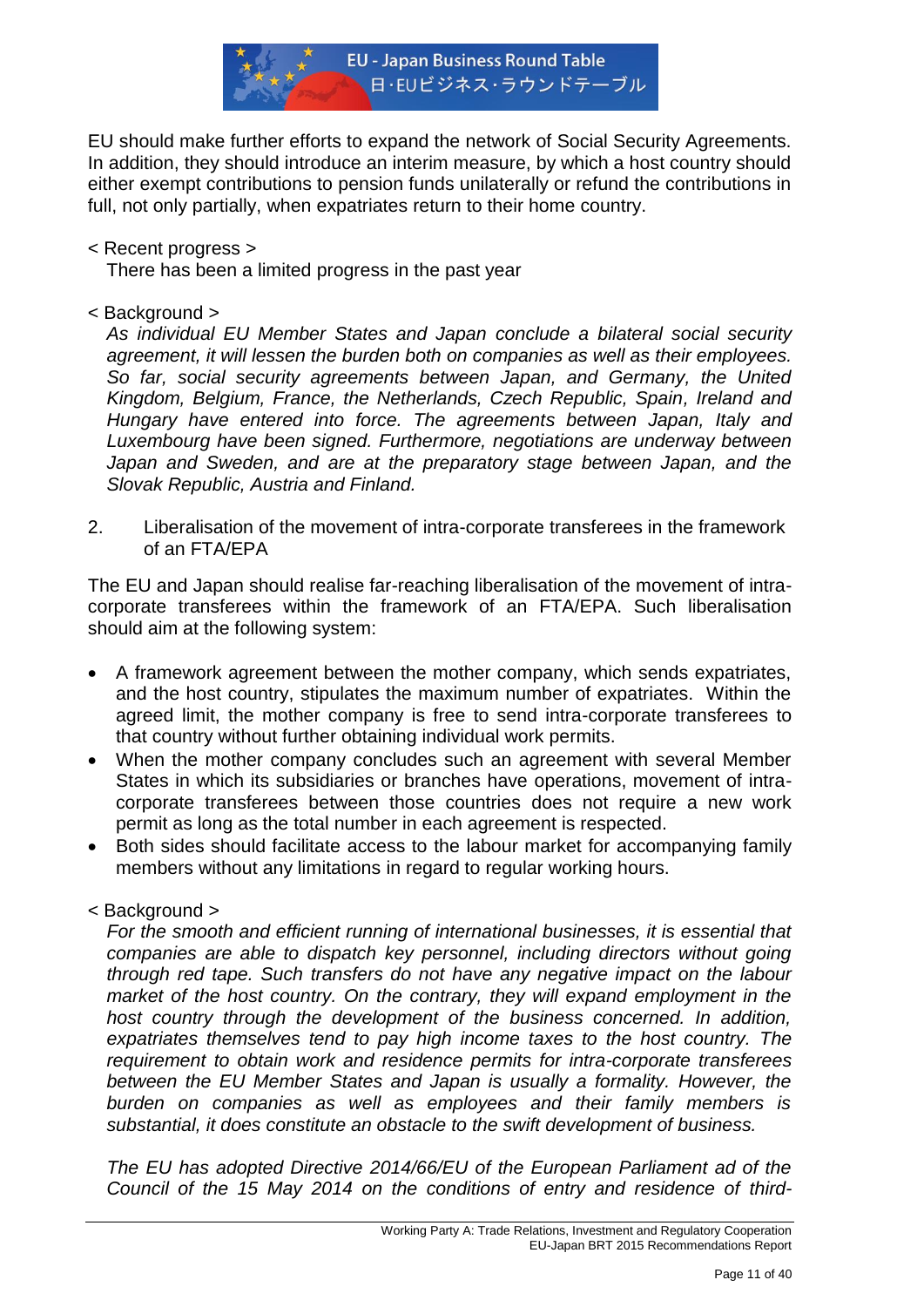EU should make further efforts to expand the network of Social Security Agreements. In addition, they should introduce an interim measure, by which a host country should either exempt contributions to pension funds unilaterally or refund the contributions in full, not only partially, when expatriates return to their home country.

< Recent progress >

There has been a limited progress in the past year

< Background >

*As individual EU Member States and Japan conclude a bilateral social security agreement, it will lessen the burden both on companies as well as their employees. So far, social security agreements between Japan, and Germany, the United Kingdom, Belgium, France, the Netherlands, Czech Republic, Spain, Ireland and Hungary have entered into force. The agreements between Japan, Italy and Luxembourg have been signed. Furthermore, negotiations are underway between Japan and Sweden, and are at the preparatory stage between Japan, and the Slovak Republic, Austria and Finland.*

2. Liberalisation of the movement of intra-corporate transferees in the framework of an FTA/EPA

The EU and Japan should realise far-reaching liberalisation of the movement of intra-corporate transferees within the framework of an FTA/EPA. Such liberalisation should aim at the following system:

- A framework agreement between the mother company, which sends expatriates, and the host country, stipulates the maximum number of expatriates. Within the agreed limit, the mother company is free to send intra-corporate transferees to that country without further obtaining individual work permits.
- When the mother company concludes such an agreement with several Member States in which its subsidiaries or branches have operations, movement of intra-corporate transferees between those countries does not require a new work permit as long as the total number in each agreement is respected.
- Both sides should facilitate access to the labour market for accompanying family members without any limitations in regard to regular working hours.

< Background >

*For the smooth and efficient running of international businesses, it is essential that companies are able to dispatch key personnel, including directors without going through red tape. Such transfers do not have any negative impact on the labour market of the host country. On the contrary, they will expand employment in the host country through the development of the business concerned. In addition, expatriates themselves tend to pay high income taxes to the host country. The requirement to obtain work and residence permits for intra-corporate transferees between the EU Member States and Japan is usually a formality. However, the burden on companies as well as employees and their family members is substantial, it does constitute an obstacle to the swift development of business.*

*The EU has adopted Directive 2014/66/EU of the European Parliament ad of the Council of the 15 May 2014 on the conditions of entry and residence of third-*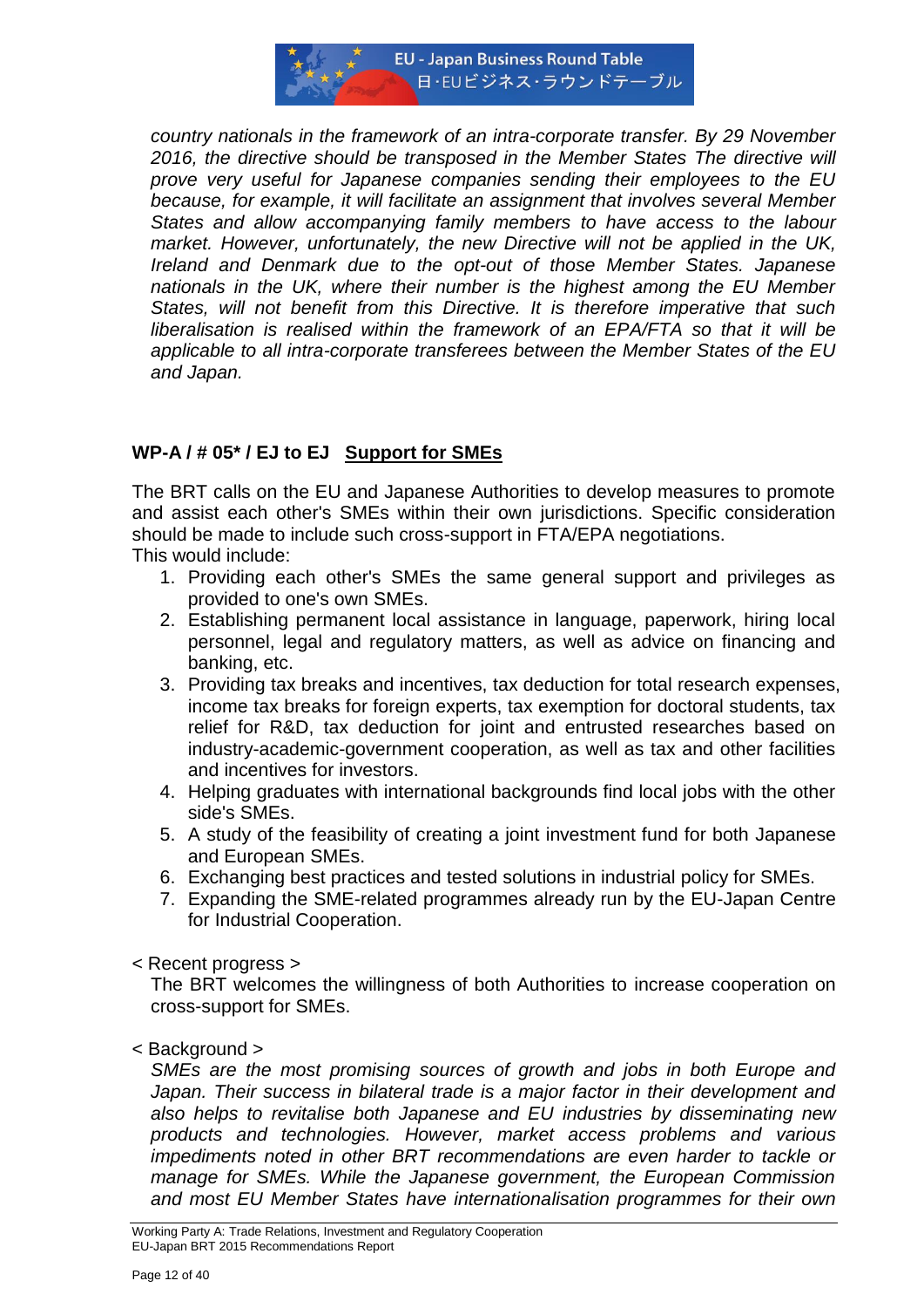*country nationals in the framework of an intra-corporate transfer. By 29 November 2016, the directive should be transposed in the Member States The directive will prove very useful for Japanese companies sending their employees to the EU because, for example, it will facilitate an assignment that involves several Member States and allow accompanying family members to have access to the labour market. However, unfortunately, the new Directive will not be applied in the UK, Ireland and Denmark due to the opt-out of those Member States. Japanese nationals in the UK, where their number is the highest among the EU Member States, will not benefit from this Directive. It is therefore imperative that such liberalisation is realised within the framework of an EPA/FTA so that it will be applicable to all intra-corporate transferees between the Member States of the EU and Japan.*

### **WP-A / # 05* / EJ to EJ** <u>**Support for SMEs**</u>

The BRT calls on the EU and Japanese Authorities to develop measures to promote and assist each other's SMEs within their own jurisdictions. Specific consideration should be made to include such cross-support in FTA/EPA negotiations.
This would include:

1. Providing each other's SMEs the same general support and privileges as provided to one's own SMEs.
2. Establishing permanent local assistance in language, paperwork, hiring local personnel, legal and regulatory matters, as well as advice on financing and banking, etc.
3. Providing tax breaks and incentives, tax deduction for total research expenses, income tax breaks for foreign experts, tax exemption for doctoral students, tax relief for R&D, tax deduction for joint and entrusted researches based on industry-academic-government cooperation, as well as tax and other facilities and incentives for investors.
4. Helping graduates with international backgrounds find local jobs with the other side's SMEs.
5. A study of the feasibility of creating a joint investment fund for both Japanese and European SMEs.
6. Exchanging best practices and tested solutions in industrial policy for SMEs.
7. Expanding the SME-related programmes already run by the EU-Japan Centre for Industrial Cooperation.

< Recent progress >

The BRT welcomes the willingness of both Authorities to increase cooperation on cross-support for SMEs.

< Background >

*SMEs are the most promising sources of growth and jobs in both Europe and Japan. Their success in bilateral trade is a major factor in their development and also helps to revitalise both Japanese and EU industries by disseminating new products and technologies. However, market access problems and various impediments noted in other BRT recommendations are even harder to tackle or manage for SMEs. While the Japanese government, the European Commission and most EU Member States have internationalisation programmes for their own*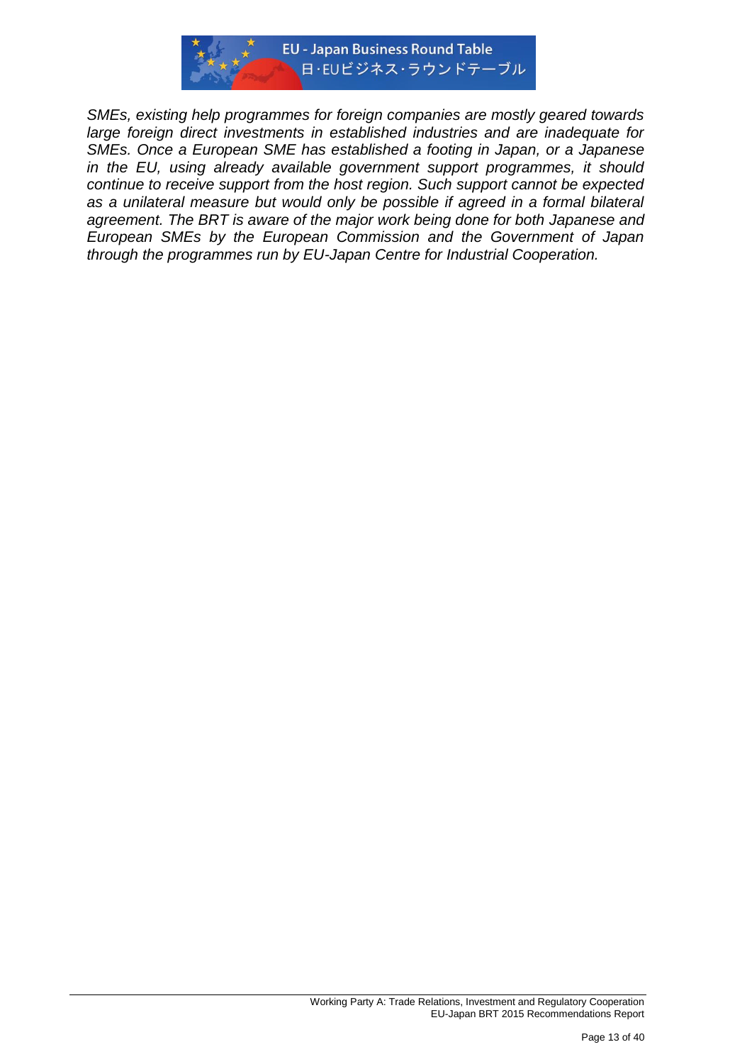*SMEs, existing help programmes for foreign companies are mostly geared towards large foreign direct investments in established industries and are inadequate for SMEs. Once a European SME has established a footing in Japan, or a Japanese in the EU, using already available government support programmes, it should continue to receive support from the host region. Such support cannot be expected as a unilateral measure but would only be possible if agreed in a formal bilateral agreement. The BRT is aware of the major work being done for both Japanese and European SMEs by the European Commission and the Government of Japan through the programmes run by EU-Japan Centre for Industrial Cooperation.*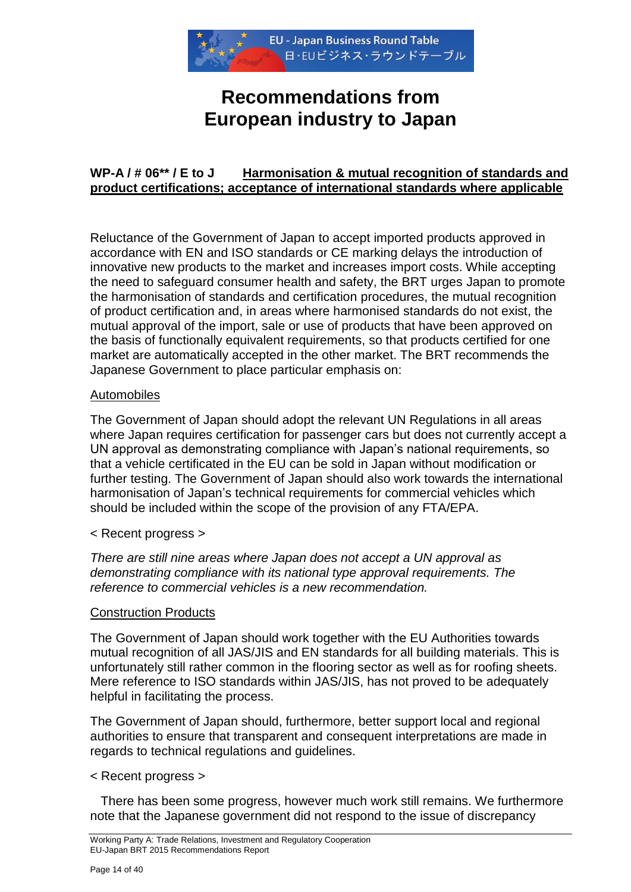# Recommendations from European industry to Japan

**WP-A / # 06** / E to J** **Harmonisation & mutual recognition of standards and product certifications; acceptance of international standards where applicable**

Reluctance of the Government of Japan to accept imported products approved in accordance with EN and ISO standards or CE marking delays the introduction of innovative new products to the market and increases import costs. While accepting the need to safeguard consumer health and safety, the BRT urges Japan to promote the harmonisation of standards and certification procedures, the mutual recognition of product certification and, in areas where harmonised standards do not exist, the mutual approval of the import, sale or use of products that have been approved on the basis of functionally equivalent requirements, so that products certified for one market are automatically accepted in the other market. The BRT recommends the Japanese Government to place particular emphasis on:

Automobiles

The Government of Japan should adopt the relevant UN Regulations in all areas where Japan requires certification for passenger cars but does not currently accept a UN approval as demonstrating compliance with Japan's national requirements, so that a vehicle certificated in the EU can be sold in Japan without modification or further testing. The Government of Japan should also work towards the international harmonisation of Japan's technical requirements for commercial vehicles which should be included within the scope of the provision of any FTA/EPA.

< Recent progress >

*There are still nine areas where Japan does not accept a UN approval as demonstrating compliance with its national type approval requirements. The reference to commercial vehicles is a new recommendation.*

Construction Products

The Government of Japan should work together with the EU Authorities towards mutual recognition of all JAS/JIS and EN standards for all building materials. This is unfortunately still rather common in the flooring sector as well as for roofing sheets. Mere reference to ISO standards within JAS/JIS, has not proved to be adequately helpful in facilitating the process.

The Government of Japan should, furthermore, better support local and regional authorities to ensure that transparent and consequent interpretations are made in regards to technical regulations and guidelines.

< Recent progress >

There has been some progress, however much work still remains. We furthermore note that the Japanese government did not respond to the issue of discrepancy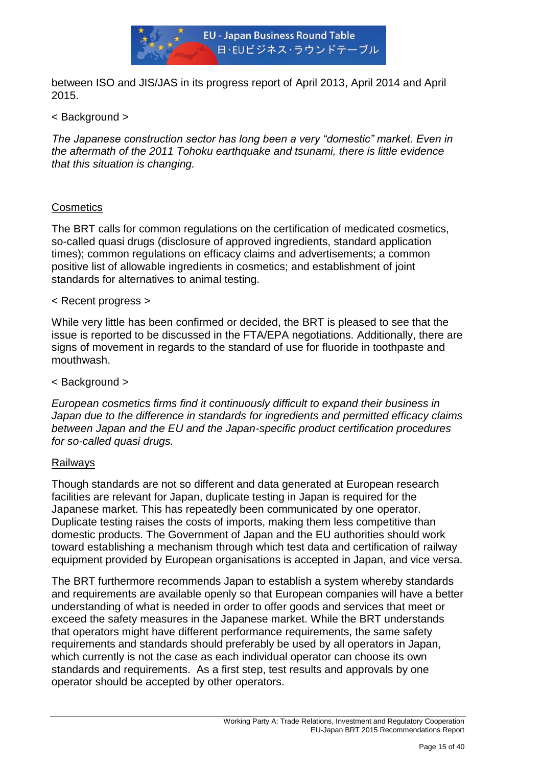between ISO and JIS/JAS in its progress report of April 2013, April 2014 and April 2015.

< Background >

*The Japanese construction sector has long been a very "domestic" market. Even in the aftermath of the 2011 Tohoku earthquake and tsunami, there is little evidence that this situation is changing.*

<u>Cosmetics</u>

The BRT calls for common regulations on the certification of medicated cosmetics, so-called quasi drugs (disclosure of approved ingredients, standard application times); common regulations on efficacy claims and advertisements; a common positive list of allowable ingredients in cosmetics; and establishment of joint standards for alternatives to animal testing.

< Recent progress >

While very little has been confirmed or decided, the BRT is pleased to see that the issue is reported to be discussed in the FTA/EPA negotiations. Additionally, there are signs of movement in regards to the standard of use for fluoride in toothpaste and mouthwash.

< Background >

*European cosmetics firms find it continuously difficult to expand their business in Japan due to the difference in standards for ingredients and permitted efficacy claims between Japan and the EU and the Japan-specific product certification procedures for so-called quasi drugs.*

<u>Railways</u>

Though standards are not so different and data generated at European research facilities are relevant for Japan, duplicate testing in Japan is required for the Japanese market. This has repeatedly been communicated by one operator. Duplicate testing raises the costs of imports, making them less competitive than domestic products. The Government of Japan and the EU authorities should work toward establishing a mechanism through which test data and certification of railway equipment provided by European organisations is accepted in Japan, and vice versa.

The BRT furthermore recommends Japan to establish a system whereby standards and requirements are available openly so that European companies will have a better understanding of what is needed in order to offer goods and services that meet or exceed the safety measures in the Japanese market. While the BRT understands that operators might have different performance requirements, the same safety requirements and standards should preferably be used by all operators in Japan, which currently is not the case as each individual operator can choose its own standards and requirements. As a first step, test results and approvals by one operator should be accepted by other operators.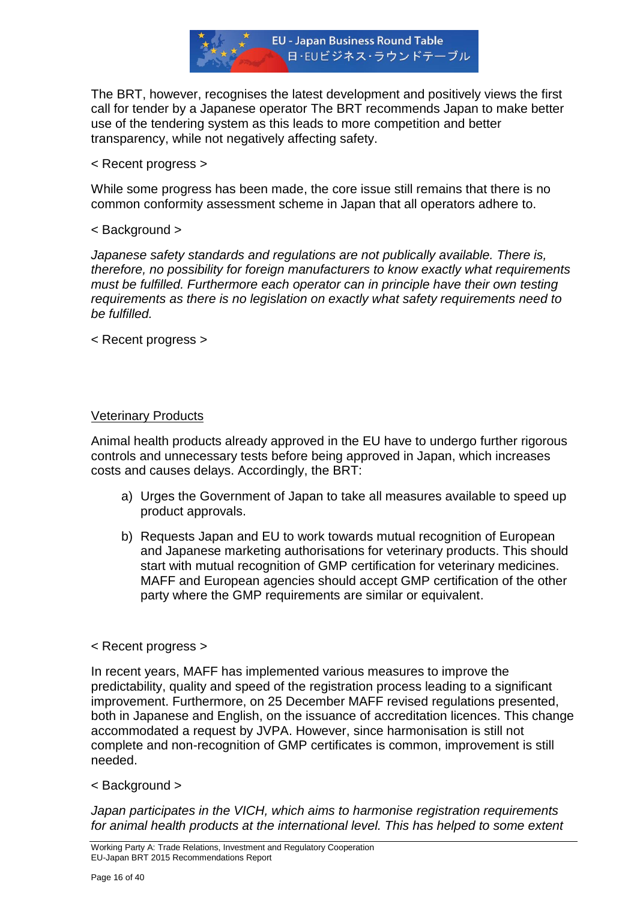The BRT, however, recognises the latest development and positively views the first call for tender by a Japanese operator The BRT recommends Japan to make better use of the tendering system as this leads to more competition and better transparency, while not negatively affecting safety.

< Recent progress >

While some progress has been made, the core issue still remains that there is no common conformity assessment scheme in Japan that all operators adhere to.

< Background >

*Japanese safety standards and regulations are not publically available. There is, therefore, no possibility for foreign manufacturers to know exactly what requirements must be fulfilled. Furthermore each operator can in principle have their own testing requirements as there is no legislation on exactly what safety requirements need to be fulfilled.*

< Recent progress >

<u>Veterinary Products</u>

Animal health products already approved in the EU have to undergo further rigorous controls and unnecessary tests before being approved in Japan, which increases costs and causes delays. Accordingly, the BRT:

a) Urges the Government of Japan to take all measures available to speed up product approvals.

b) Requests Japan and EU to work towards mutual recognition of European and Japanese marketing authorisations for veterinary products. This should start with mutual recognition of GMP certification for veterinary medicines. MAFF and European agencies should accept GMP certification of the other party where the GMP requirements are similar or equivalent.

< Recent progress >

In recent years, MAFF has implemented various measures to improve the predictability, quality and speed of the registration process leading to a significant improvement. Furthermore, on 25 December MAFF revised regulations presented, both in Japanese and English, on the issuance of accreditation licences. This change accommodated a request by JVPA. However, since harmonisation is still not complete and non-recognition of GMP certificates is common, improvement is still needed.

< Background >

*Japan participates in the VICH, which aims to harmonise registration requirements for animal health products at the international level. This has helped to some extent*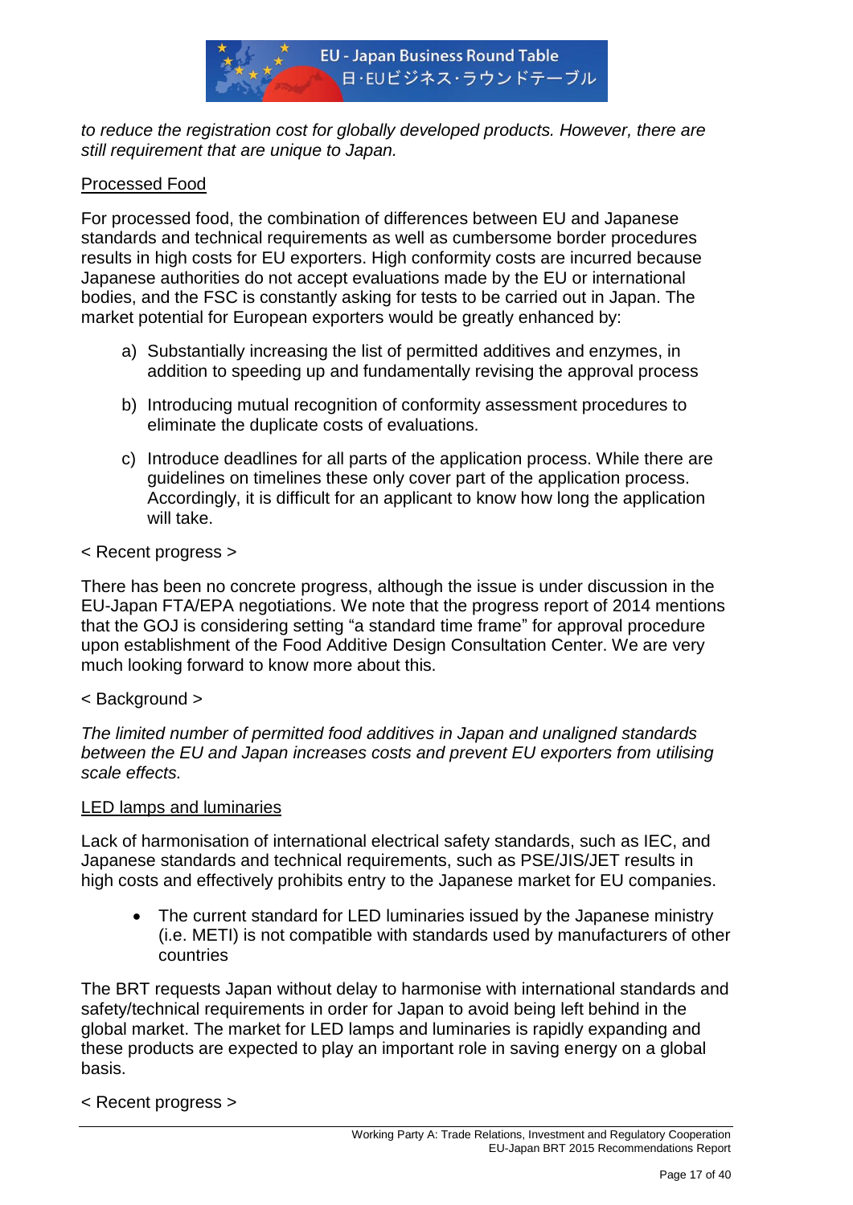*to reduce the registration cost for globally developed products. However, there are still requirement that are unique to Japan.*

<u>Processed Food</u>

For processed food, the combination of differences between EU and Japanese standards and technical requirements as well as cumbersome border procedures results in high costs for EU exporters. High conformity costs are incurred because Japanese authorities do not accept evaluations made by the EU or international bodies, and the FSC is constantly asking for tests to be carried out in Japan. The market potential for European exporters would be greatly enhanced by:

a) Substantially increasing the list of permitted additives and enzymes, in addition to speeding up and fundamentally revising the approval process

b) Introducing mutual recognition of conformity assessment procedures to eliminate the duplicate costs of evaluations.

c) Introduce deadlines for all parts of the application process. While there are guidelines on timelines these only cover part of the application process. Accordingly, it is difficult for an applicant to know how long the application will take.

< Recent progress >

There has been no concrete progress, although the issue is under discussion in the EU-Japan FTA/EPA negotiations. We note that the progress report of 2014 mentions that the GOJ is considering setting “a standard time frame” for approval procedure upon establishment of the Food Additive Design Consultation Center. We are very much looking forward to know more about this.

< Background >

*The limited number of permitted food additives in Japan and unaligned standards between the EU and Japan increases costs and prevent EU exporters from utilising scale effects.*

<u>LED lamps and luminaries</u>

Lack of harmonisation of international electrical safety standards, such as IEC, and Japanese standards and technical requirements, such as PSE/JIS/JET results in high costs and effectively prohibits entry to the Japanese market for EU companies.

- The current standard for LED luminaries issued by the Japanese ministry (i.e. METI) is not compatible with standards used by manufacturers of other countries

The BRT requests Japan without delay to harmonise with international standards and safety/technical requirements in order for Japan to avoid being left behind in the global market. The market for LED lamps and luminaries is rapidly expanding and these products are expected to play an important role in saving energy on a global basis.

< Recent progress >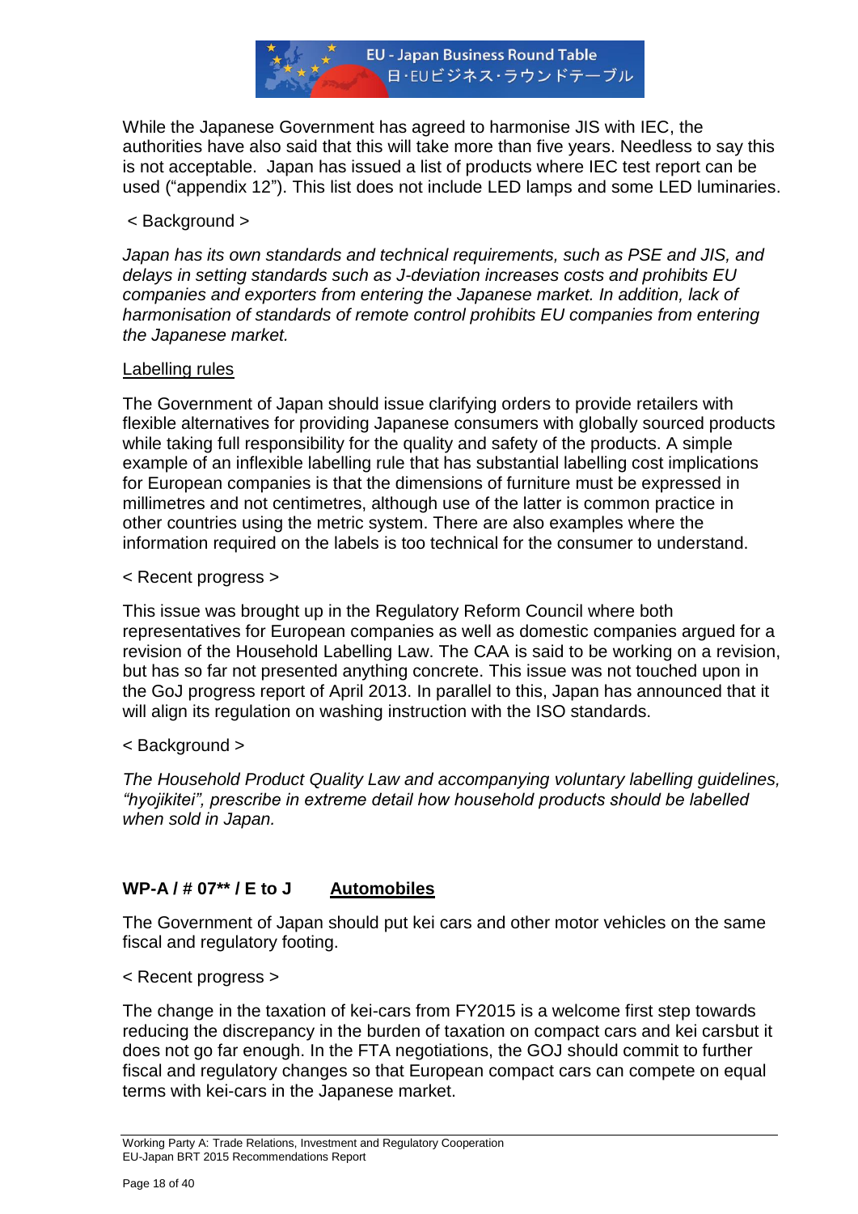While the Japanese Government has agreed to harmonise JIS with IEC, the authorities have also said that this will take more than five years. Needless to say this is not acceptable. Japan has issued a list of products where IEC test report can be used ("appendix 12"). This list does not include LED lamps and some LED luminaries.

< Background >

*Japan has its own standards and technical requirements, such as PSE and JIS, and delays in setting standards such as J-deviation increases costs and prohibits EU companies and exporters from entering the Japanese market. In addition, lack of harmonisation of standards of remote control prohibits EU companies from entering the Japanese market.*

<u>Labelling rules</u>

The Government of Japan should issue clarifying orders to provide retailers with flexible alternatives for providing Japanese consumers with globally sourced products while taking full responsibility for the quality and safety of the products. A simple example of an inflexible labelling rule that has substantial labelling cost implications for European companies is that the dimensions of furniture must be expressed in millimetres and not centimetres, although use of the latter is common practice in other countries using the metric system. There are also examples where the information required on the labels is too technical for the consumer to understand.

< Recent progress >

This issue was brought up in the Regulatory Reform Council where both representatives for European companies as well as domestic companies argued for a revision of the Household Labelling Law. The CAA is said to be working on a revision, but has so far not presented anything concrete. This issue was not touched upon in the GoJ progress report of April 2013. In parallel to this, Japan has announced that it will align its regulation on washing instruction with the ISO standards.

< Background >

*The Household Product Quality Law and accompanying voluntary labelling guidelines, "hyojikitei", prescribe in extreme detail how household products should be labelled when sold in Japan.*

### WP-A / # 07** / E to J &nbsp;&nbsp;&nbsp; <u>Automobiles</u>

The Government of Japan should put kei cars and other motor vehicles on the same fiscal and regulatory footing.

< Recent progress >

The change in the taxation of kei-cars from FY2015 is a welcome first step towards reducing the discrepancy in the burden of taxation on compact cars and kei carsbut it does not go far enough. In the FTA negotiations, the GOJ should commit to further fiscal and regulatory changes so that European compact cars can compete on equal terms with kei-cars in the Japanese market.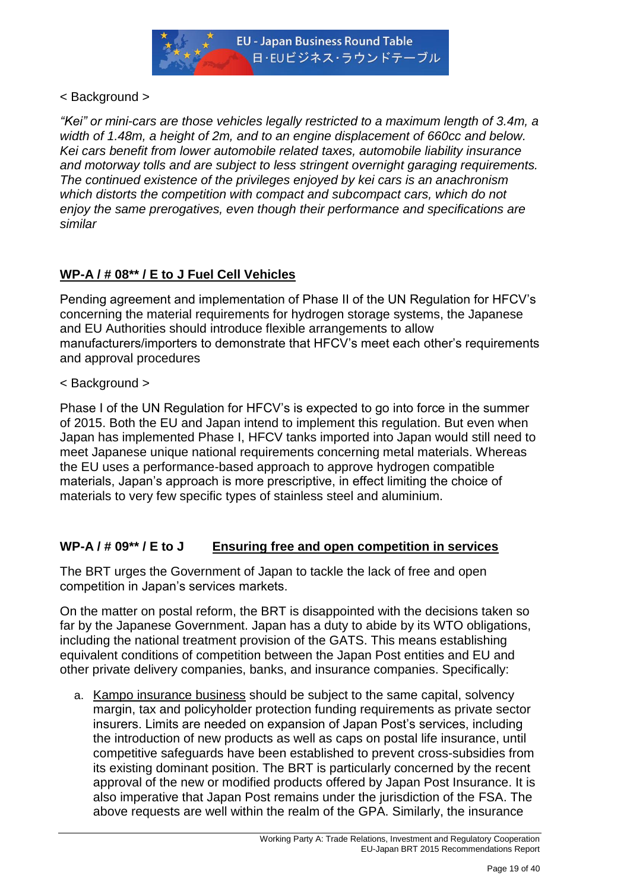< Background >

*"Kei" or mini-cars are those vehicles legally restricted to a maximum length of 3.4m, a width of 1.48m, a height of 2m, and to an engine displacement of 660cc and below. Kei cars benefit from lower automobile related taxes, automobile liability insurance and motorway tolls and are subject to less stringent overnight garaging requirements. The continued existence of the privileges enjoyed by kei cars is an anachronism which distorts the competition with compact and subcompact cars, which do not enjoy the same prerogatives, even though their performance and specifications are similar*

## WP-A / # 08** / E to J Fuel Cell Vehicles

Pending agreement and implementation of Phase II of the UN Regulation for HFCV's concerning the material requirements for hydrogen storage systems, the Japanese and EU Authorities should introduce flexible arrangements to allow manufacturers/importers to demonstrate that HFCV's meet each other's requirements and approval procedures

< Background >

Phase I of the UN Regulation for HFCV's is expected to go into force in the summer of 2015. Both the EU and Japan intend to implement this regulation. But even when Japan has implemented Phase I, HFCV tanks imported into Japan would still need to meet Japanese unique national requirements concerning metal materials. Whereas the EU uses a performance-based approach to approve hydrogen compatible materials, Japan's approach is more prescriptive, in effect limiting the choice of materials to very few specific types of stainless steel and aluminium.

## WP-A / # 09** / E to J Ensuring free and open competition in services

The BRT urges the Government of Japan to tackle the lack of free and open competition in Japan's services markets.

On the matter on postal reform, the BRT is disappointed with the decisions taken so far by the Japanese Government. Japan has a duty to abide by its WTO obligations, including the national treatment provision of the GATS. This means establishing equivalent conditions of competition between the Japan Post entities and EU and other private delivery companies, banks, and insurance companies. Specifically:

a. Kampo insurance business should be subject to the same capital, solvency margin, tax and policyholder protection funding requirements as private sector insurers. Limits are needed on expansion of Japan Post's services, including the introduction of new products as well as caps on postal life insurance, until competitive safeguards have been established to prevent cross-subsidies from its existing dominant position. The BRT is particularly concerned by the recent approval of the new or modified products offered by Japan Post Insurance. It is also imperative that Japan Post remains under the jurisdiction of the FSA. The above requests are well within the realm of the GPA. Similarly, the insurance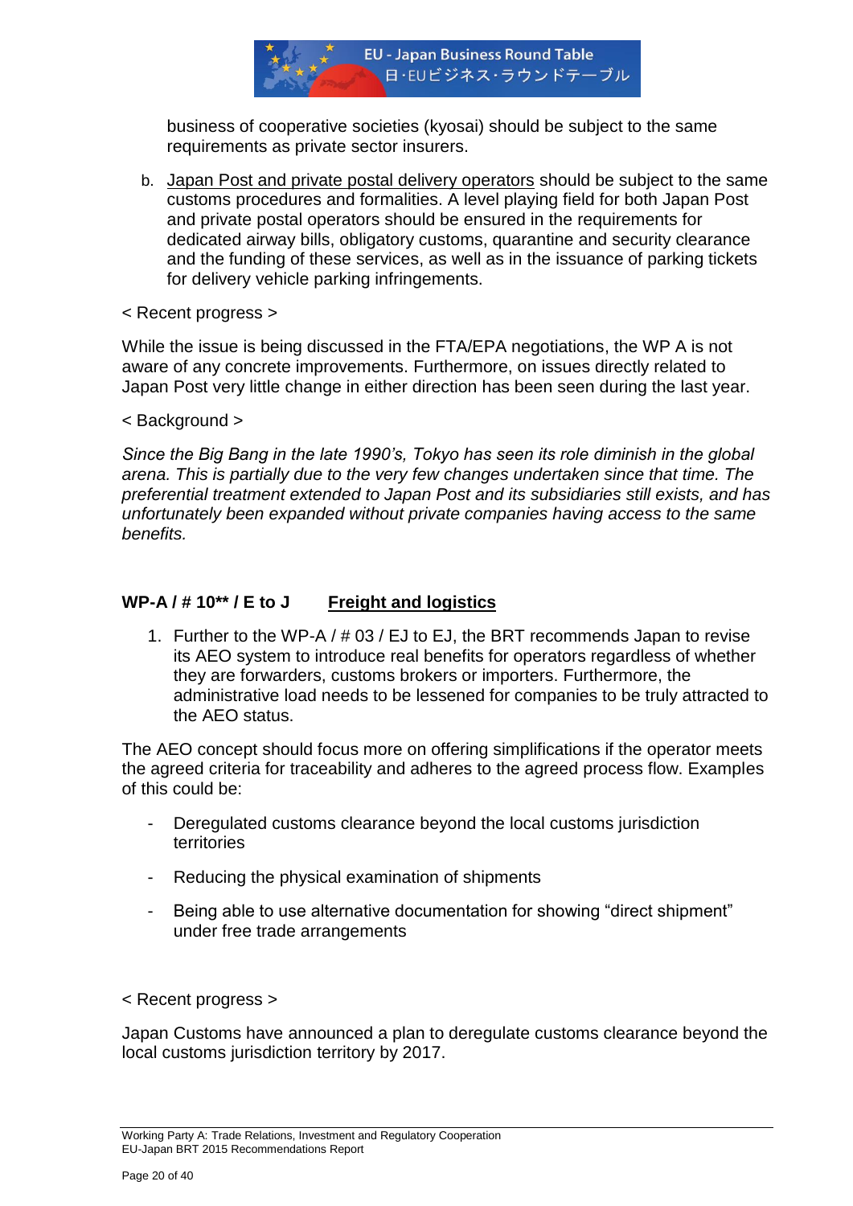business of cooperative societies (kyosai) should be subject to the same requirements as private sector insurers.

b. Japan Post and private postal delivery operators should be subject to the same customs procedures and formalities. A level playing field for both Japan Post and private postal operators should be ensured in the requirements for dedicated airway bills, obligatory customs, quarantine and security clearance and the funding of these services, as well as in the issuance of parking tickets for delivery vehicle parking infringements.

< Recent progress >

While the issue is being discussed in the FTA/EPA negotiations, the WP A is not aware of any concrete improvements. Furthermore, on issues directly related to Japan Post very little change in either direction has been seen during the last year.

< Background >

*Since the Big Bang in the late 1990's, Tokyo has seen its role diminish in the global arena. This is partially due to the very few changes undertaken since that time. The preferential treatment extended to Japan Post and its subsidiaries still exists, and has unfortunately been expanded without private companies having access to the same benefits.*

### WP-A / # 10** / E to J    Freight and logistics

1. Further to the WP-A / # 03 / EJ to EJ, the BRT recommends Japan to revise its AEO system to introduce real benefits for operators regardless of whether they are forwarders, customs brokers or importers. Furthermore, the administrative load needs to be lessened for companies to be truly attracted to the AEO status.

The AEO concept should focus more on offering simplifications if the operator meets the agreed criteria for traceability and adheres to the agreed process flow. Examples of this could be:

- Deregulated customs clearance beyond the local customs jurisdiction territories
- Reducing the physical examination of shipments
- Being able to use alternative documentation for showing "direct shipment" under free trade arrangements

< Recent progress >

Japan Customs have announced a plan to deregulate customs clearance beyond the local customs jurisdiction territory by 2017.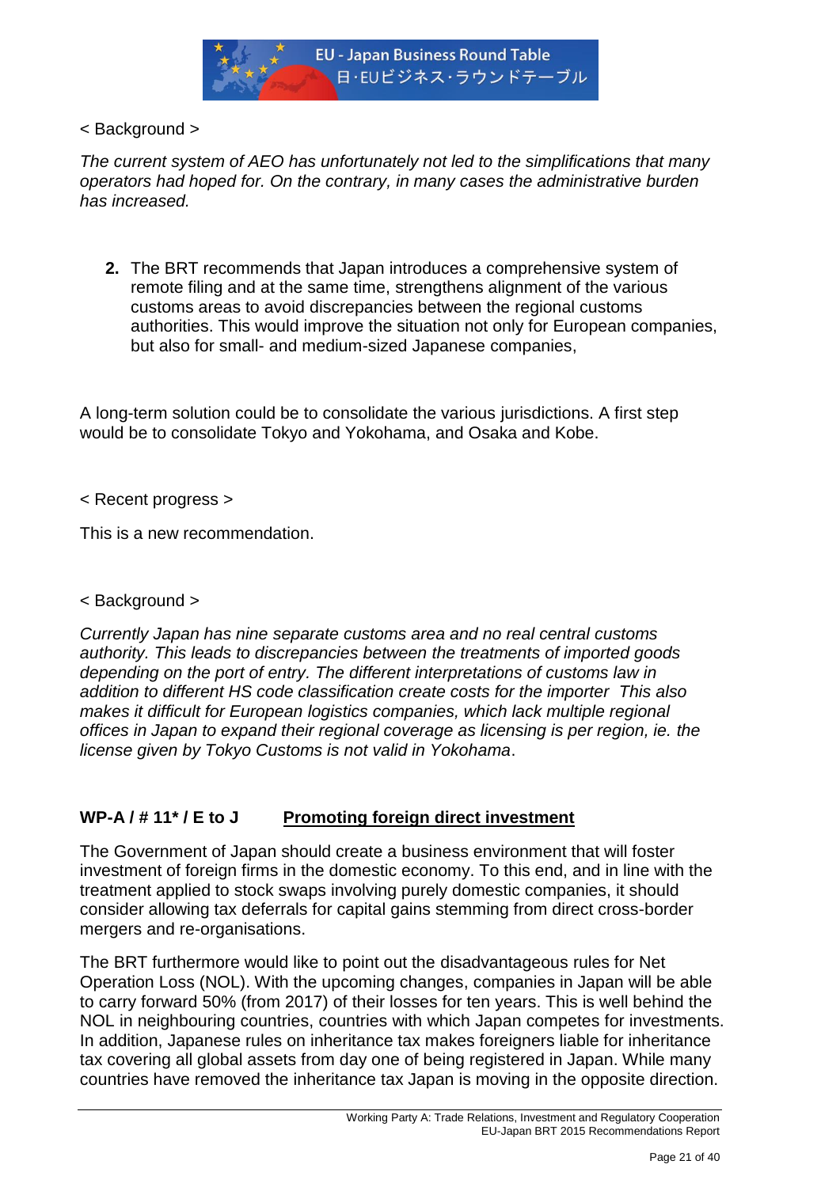< Background >

*The current system of AEO has unfortunately not led to the simplifications that many operators had hoped for. On the contrary, in many cases the administrative burden has increased.*

2. The BRT recommends that Japan introduces a comprehensive system of remote filing and at the same time, strengthens alignment of the various customs areas to avoid discrepancies between the regional customs authorities. This would improve the situation not only for European companies, but also for small- and medium-sized Japanese companies,

A long-term solution could be to consolidate the various jurisdictions. A first step would be to consolidate Tokyo and Yokohama, and Osaka and Kobe.

< Recent progress >

This is a new recommendation.

< Background >

*Currently Japan has nine separate customs area and no real central customs authority. This leads to discrepancies between the treatments of imported goods depending on the port of entry. The different interpretations of customs law in addition to different HS code classification create costs for the importer This also makes it difficult for European logistics companies, which lack multiple regional offices in Japan to expand their regional coverage as licensing is per region, ie. the license given by Tokyo Customs is not valid in Yokohama*.

**WP-A / # 11* / E to J** **<u>Promoting foreign direct investment</u>**

The Government of Japan should create a business environment that will foster investment of foreign firms in the domestic economy. To this end, and in line with the treatment applied to stock swaps involving purely domestic companies, it should consider allowing tax deferrals for capital gains stemming from direct cross-border mergers and re-organisations.

The BRT furthermore would like to point out the disadvantageous rules for Net Operation Loss (NOL). With the upcoming changes, companies in Japan will be able to carry forward 50% (from 2017) of their losses for ten years. This is well behind the NOL in neighbouring countries, countries with which Japan competes for investments. In addition, Japanese rules on inheritance tax makes foreigners liable for inheritance tax covering all global assets from day one of being registered in Japan. While many countries have removed the inheritance tax Japan is moving in the opposite direction.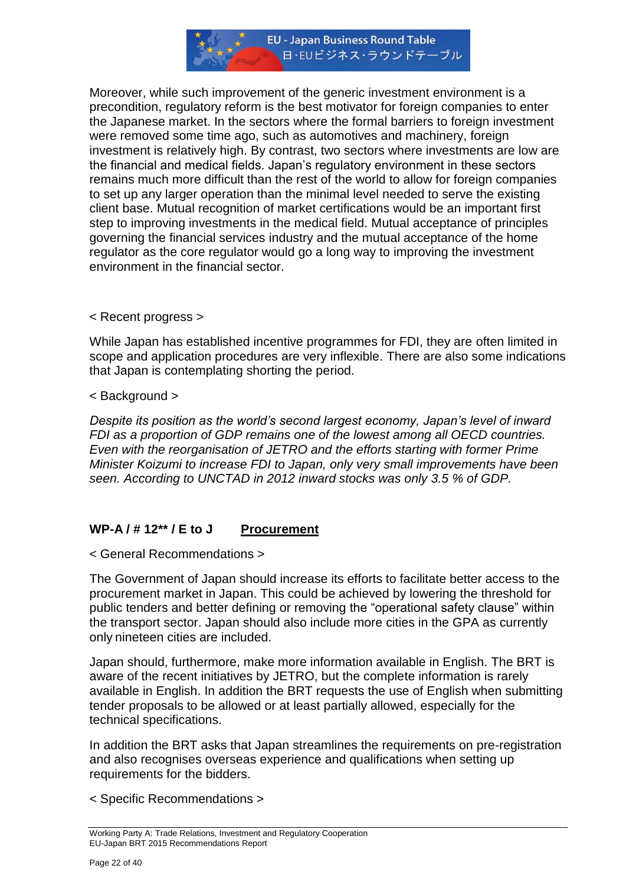Moreover, while such improvement of the generic investment environment is a precondition, regulatory reform is the best motivator for foreign companies to enter the Japanese market. In the sectors where the formal barriers to foreign investment were removed some time ago, such as automotives and machinery, foreign investment is relatively high. By contrast, two sectors where investments are low are the financial and medical fields. Japan's regulatory environment in these sectors remains much more difficult than the rest of the world to allow for foreign companies to set up any larger operation than the minimal level needed to serve the existing client base. Mutual recognition of market certifications would be an important first step to improving investments in the medical field. Mutual acceptance of principles governing the financial services industry and the mutual acceptance of the home regulator as the core regulator would go a long way to improving the investment environment in the financial sector.

< Recent progress >

While Japan has established incentive programmes for FDI, they are often limited in scope and application procedures are very inflexible. There are also some indications that Japan is contemplating shorting the period.

< Background >

*Despite its position as the world's second largest economy, Japan's level of inward FDI as a proportion of GDP remains one of the lowest among all OECD countries. Even with the reorganisation of JETRO and the efforts starting with former Prime Minister Koizumi to increase FDI to Japan, only very small improvements have been seen. According to UNCTAD in 2012 inward stocks was only 3.5 % of GDP.*

## WP-A / # 12** / E to J **Procurement**

< General Recommendations >

The Government of Japan should increase its efforts to facilitate better access to the procurement market in Japan. This could be achieved by lowering the threshold for public tenders and better defining or removing the "operational safety clause" within the transport sector. Japan should also include more cities in the GPA as currently only nineteen cities are included.

Japan should, furthermore, make more information available in English. The BRT is aware of the recent initiatives by JETRO, but the complete information is rarely available in English. In addition the BRT requests the use of English when submitting tender proposals to be allowed or at least partially allowed, especially for the technical specifications.

In addition the BRT asks that Japan streamlines the requirements on pre-registration and also recognises overseas experience and qualifications when setting up requirements for the bidders.

< Specific Recommendations >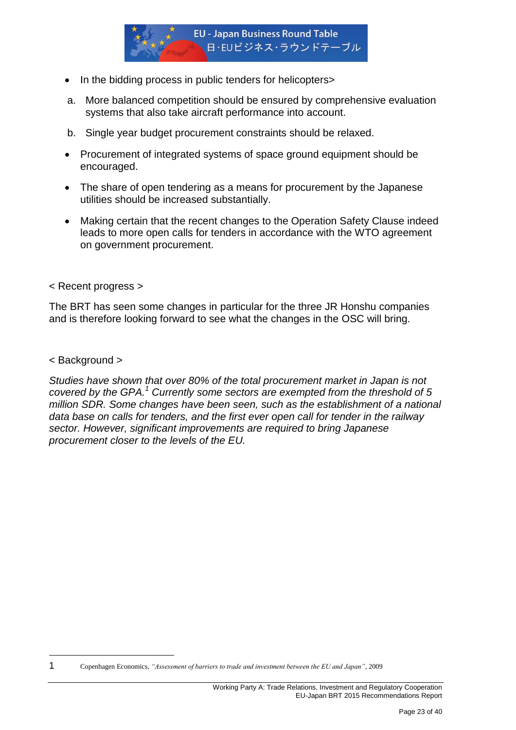- In the bidding process in public tenders for helicopters>

  a. More balanced competition should be ensured by comprehensive evaluation systems that also take aircraft performance into account.

  b. Single year budget procurement constraints should be relaxed.

- Procurement of integrated systems of space ground equipment should be encouraged.

- The share of open tendering as a means for procurement by the Japanese utilities should be increased substantially.

- Making certain that the recent changes to the Operation Safety Clause indeed leads to more open calls for tenders in accordance with the WTO agreement on government procurement.

< Recent progress >

The BRT has seen some changes in particular for the three JR Honshu companies and is therefore looking forward to see what the changes in the OSC will bring.

< Background >

*Studies have shown that over 80% of the total procurement market in Japan is not covered by the GPA.[1] Currently some sectors are exempted from the threshold of 5 million SDR. Some changes have been seen, such as the establishment of a national data base on calls for tenders, and the first ever open call for tender in the railway sector. However, significant improvements are required to bring Japanese procurement closer to the levels of the EU.*

---

1 Copenhagen Economics, *"Assessment of barriers to trade and investment between the EU and Japan"*, 2009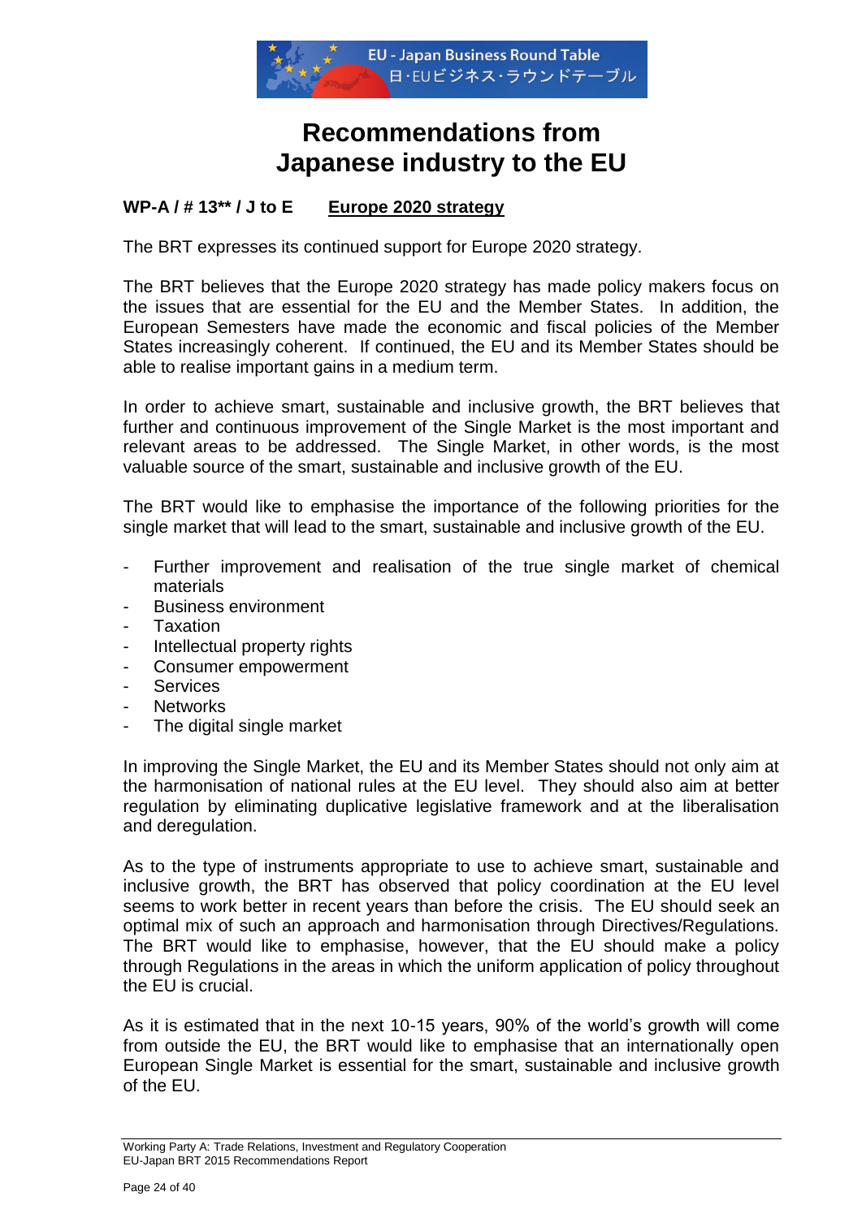# Recommendations from Japanese industry to the EU

**WP-A / # 13** / J to E** **Europe 2020 strategy**

The BRT expresses its continued support for Europe 2020 strategy.

The BRT believes that the Europe 2020 strategy has made policy makers focus on the issues that are essential for the EU and the Member States. In addition, the European Semesters have made the economic and fiscal policies of the Member States increasingly coherent. If continued, the EU and its Member States should be able to realise important gains in a medium term.

In order to achieve smart, sustainable and inclusive growth, the BRT believes that further and continuous improvement of the Single Market is the most important and relevant areas to be addressed. The Single Market, in other words, is the most valuable source of the smart, sustainable and inclusive growth of the EU.

The BRT would like to emphasise the importance of the following priorities for the single market that will lead to the smart, sustainable and inclusive growth of the EU.

- Further improvement and realisation of the true single market of chemical materials
- Business environment
- Taxation
- Intellectual property rights
- Consumer empowerment
- Services
- Networks
- The digital single market

In improving the Single Market, the EU and its Member States should not only aim at the harmonisation of national rules at the EU level. They should also aim at better regulation by eliminating duplicative legislative framework and at the liberalisation and deregulation.

As to the type of instruments appropriate to use to achieve smart, sustainable and inclusive growth, the BRT has observed that policy coordination at the EU level seems to work better in recent years than before the crisis. The EU should seek an optimal mix of such an approach and harmonisation through Directives/Regulations. The BRT would like to emphasise, however, that the EU should make a policy through Regulations in the areas in which the uniform application of policy throughout the EU is crucial.

As it is estimated that in the next 10-15 years, 90% of the world's growth will come from outside the EU, the BRT would like to emphasise that an internationally open European Single Market is essential for the smart, sustainable and inclusive growth of the EU.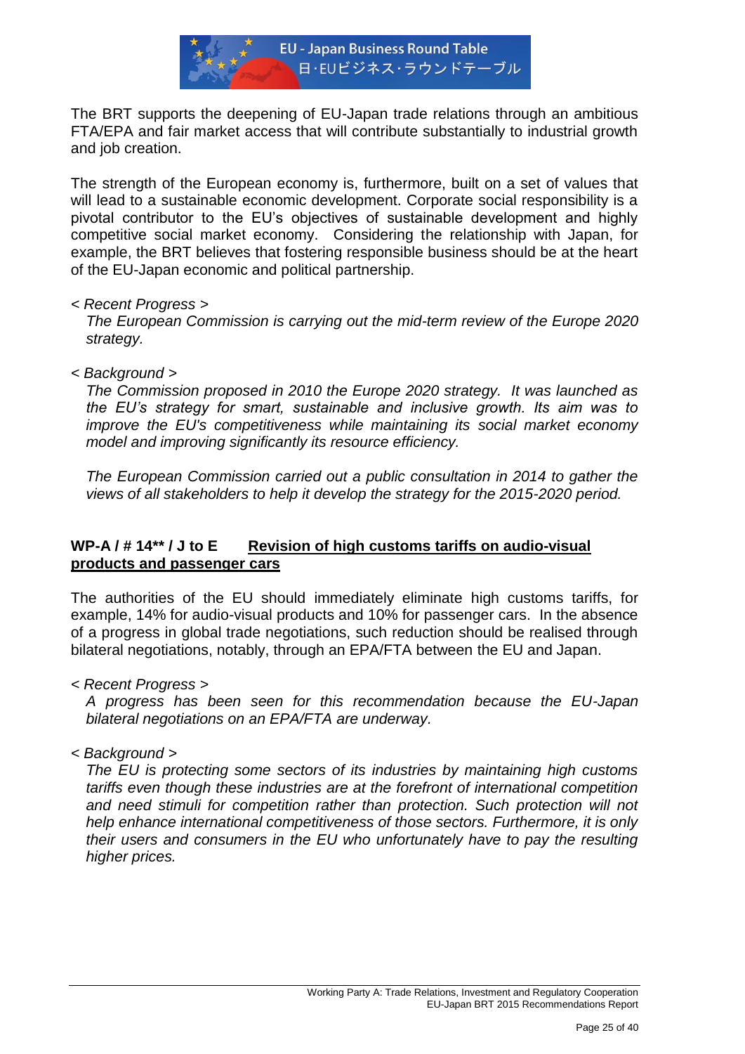The BRT supports the deepening of EU-Japan trade relations through an ambitious FTA/EPA and fair market access that will contribute substantially to industrial growth and job creation.

The strength of the European economy is, furthermore, built on a set of values that will lead to a sustainable economic development. Corporate social responsibility is a pivotal contributor to the EU's objectives of sustainable development and highly competitive social market economy. Considering the relationship with Japan, for example, the BRT believes that fostering responsible business should be at the heart of the EU-Japan economic and political partnership.

*< Recent Progress >*

*The European Commission is carrying out the mid-term review of the Europe 2020 strategy.*

*< Background >*

*The Commission proposed in 2010 the Europe 2020 strategy. It was launched as the EU's strategy for smart, sustainable and inclusive growth. Its aim was to improve the EU's competitiveness while maintaining its social market economy model and improving significantly its resource efficiency.*

*The European Commission carried out a public consultation in 2014 to gather the views of all stakeholders to help it develop the strategy for the 2015-2020 period.*

**WP-A / # 14** / J to E** **Revision of high customs tariffs on audio-visual products and passenger cars**

The authorities of the EU should immediately eliminate high customs tariffs, for example, 14% for audio-visual products and 10% for passenger cars. In the absence of a progress in global trade negotiations, such reduction should be realised through bilateral negotiations, notably, through an EPA/FTA between the EU and Japan.

*< Recent Progress >*

*A progress has been seen for this recommendation because the EU-Japan bilateral negotiations on an EPA/FTA are underway.*

*< Background >*

*The EU is protecting some sectors of its industries by maintaining high customs tariffs even though these industries are at the forefront of international competition and need stimuli for competition rather than protection. Such protection will not help enhance international competitiveness of those sectors. Furthermore, it is only their users and consumers in the EU who unfortunately have to pay the resulting higher prices.*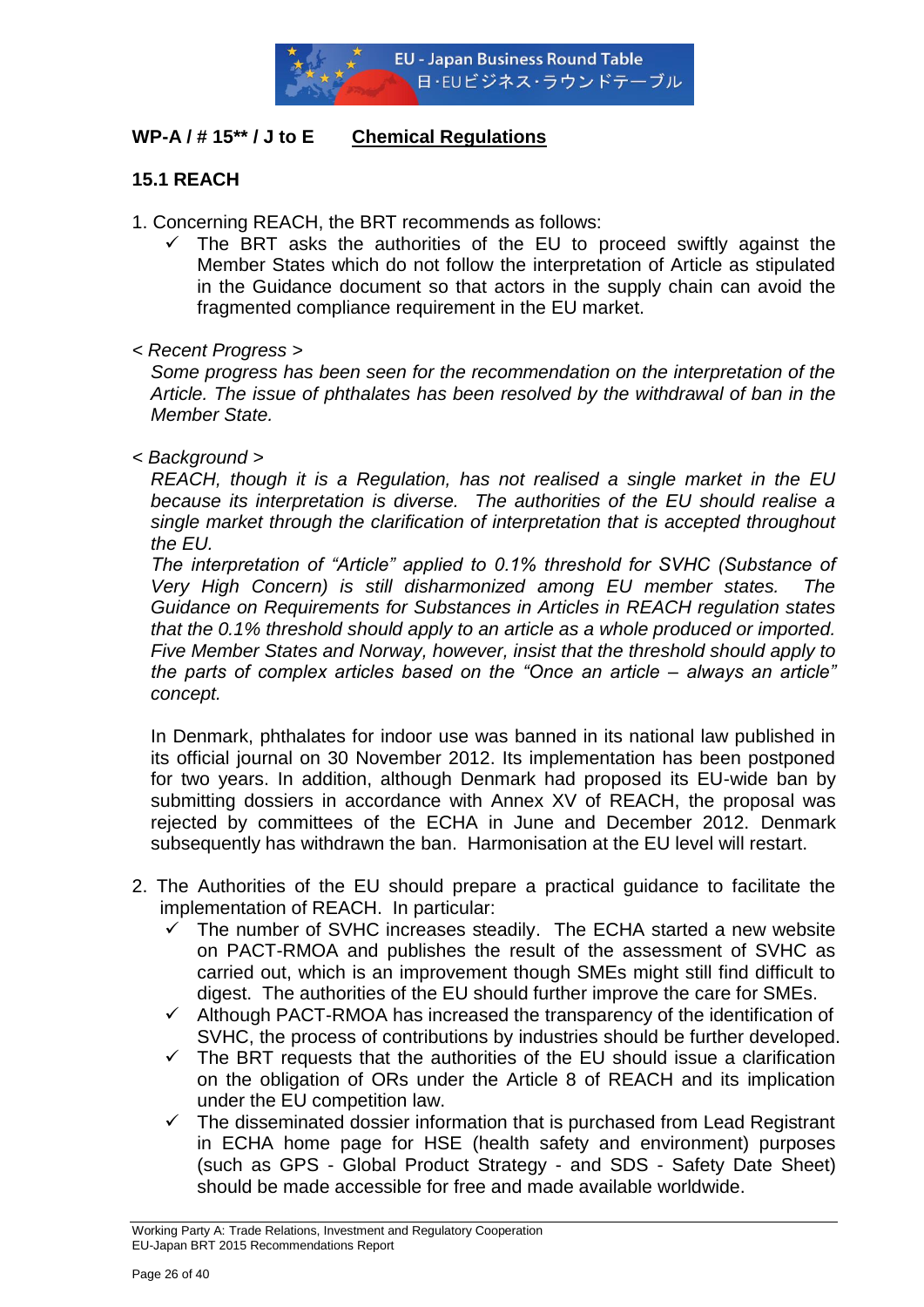**WP-A / # 15\*\* / J to E** **Chemical Regulations**

## 15.1 REACH

1. Concerning REACH, the BRT recommends as follows:
   - ✓ The BRT asks the authorities of the EU to proceed swiftly against the Member States which do not follow the interpretation of Article as stipulated in the Guidance document so that actors in the supply chain can avoid the fragmented compliance requirement in the EU market.

< Recent Progress >

*Some progress has been seen for the recommendation on the interpretation of the Article. The issue of phthalates has been resolved by the withdrawal of ban in the Member State.*

< Background >

*REACH, though it is a Regulation, has not realised a single market in the EU because its interpretation is diverse. The authorities of the EU should realise a single market through the clarification of interpretation that is accepted throughout the EU.*

*The interpretation of "Article" applied to 0.1% threshold for SVHC (Substance of Very High Concern) is still disharmonized among EU member states. The Guidance on Requirements for Substances in Articles in REACH regulation states that the 0.1% threshold should apply to an article as a whole produced or imported. Five Member States and Norway, however, insist that the threshold should apply to the parts of complex articles based on the "Once an article – always an article" concept.*

In Denmark, phthalates for indoor use was banned in its national law published in its official journal on 30 November 2012. Its implementation has been postponed for two years. In addition, although Denmark had proposed its EU-wide ban by submitting dossiers in accordance with Annex XV of REACH, the proposal was rejected by committees of the ECHA in June and December 2012. Denmark subsequently has withdrawn the ban. Harmonisation at the EU level will restart.

2. The Authorities of the EU should prepare a practical guidance to facilitate the implementation of REACH. In particular:
   - ✓ The number of SVHC increases steadily. The ECHA started a new website on PACT-RMOA and publishes the result of the assessment of SVHC as carried out, which is an improvement though SMEs might still find difficult to digest. The authorities of the EU should further improve the care for SMEs.
   - ✓ Although PACT-RMOA has increased the transparency of the identification of SVHC, the process of contributions by industries should be further developed.
   - ✓ The BRT requests that the authorities of the EU should issue a clarification on the obligation of ORs under the Article 8 of REACH and its implication under the EU competition law.
   - ✓ The disseminated dossier information that is purchased from Lead Registrant in ECHA home page for HSE (health safety and environment) purposes (such as GPS - Global Product Strategy - and SDS - Safety Date Sheet) should be made accessible for free and made available worldwide.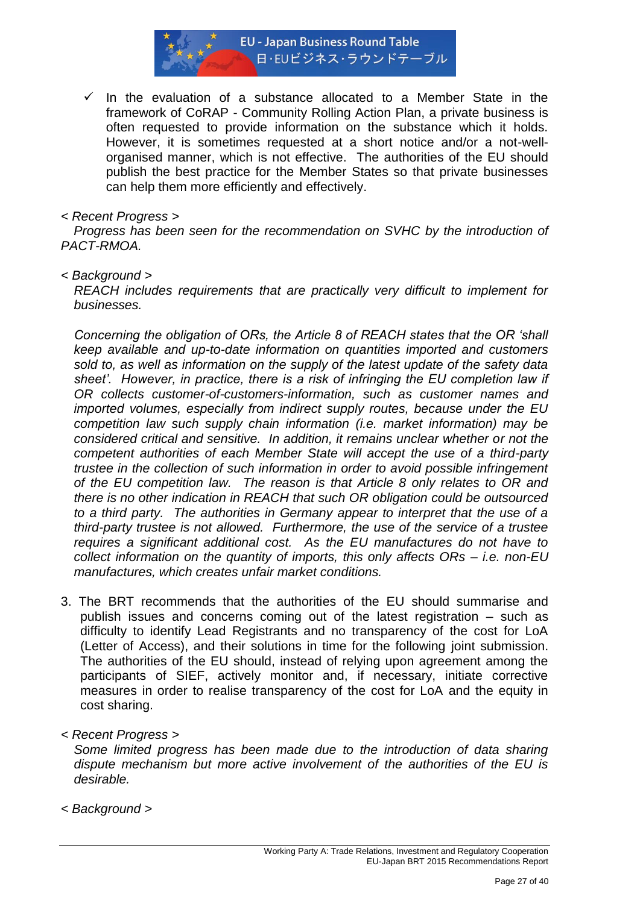- ✓ In the evaluation of a substance allocated to a Member State in the framework of CoRAP - Community Rolling Action Plan, a private business is often requested to provide information on the substance which it holds. However, it is sometimes requested at a short notice and/or a not-well-organised manner, which is not effective. The authorities of the EU should publish the best practice for the Member States so that private businesses can help them more efficiently and effectively.

*< Recent Progress >*

*Progress has been seen for the recommendation on SVHC by the introduction of PACT-RMOA.*

*< Background >*

*REACH includes requirements that are practically very difficult to implement for businesses.*

*Concerning the obligation of ORs, the Article 8 of REACH states that the OR 'shall keep available and up-to-date information on quantities imported and customers sold to, as well as information on the supply of the latest update of the safety data sheet'. However, in practice, there is a risk of infringing the EU completion law if OR collects customer-of-customers-information, such as customer names and imported volumes, especially from indirect supply routes, because under the EU competition law such supply chain information (i.e. market information) may be considered critical and sensitive. In addition, it remains unclear whether or not the competent authorities of each Member State will accept the use of a third-party trustee in the collection of such information in order to avoid possible infringement of the EU competition law. The reason is that Article 8 only relates to OR and there is no other indication in REACH that such OR obligation could be outsourced to a third party. The authorities in Germany appear to interpret that the use of a third-party trustee is not allowed. Furthermore, the use of the service of a trustee requires a significant additional cost. As the EU manufactures do not have to collect information on the quantity of imports, this only affects ORs – i.e. non-EU manufactures, which creates unfair market conditions.*

3. The BRT recommends that the authorities of the EU should summarise and publish issues and concerns coming out of the latest registration – such as difficulty to identify Lead Registrants and no transparency of the cost for LoA (Letter of Access), and their solutions in time for the following joint submission. The authorities of the EU should, instead of relying upon agreement among the participants of SIEF, actively monitor and, if necessary, initiate corrective measures in order to realise transparency of the cost for LoA and the equity in cost sharing.

*< Recent Progress >*

*Some limited progress has been made due to the introduction of data sharing dispute mechanism but more active involvement of the authorities of the EU is desirable.*

*< Background >*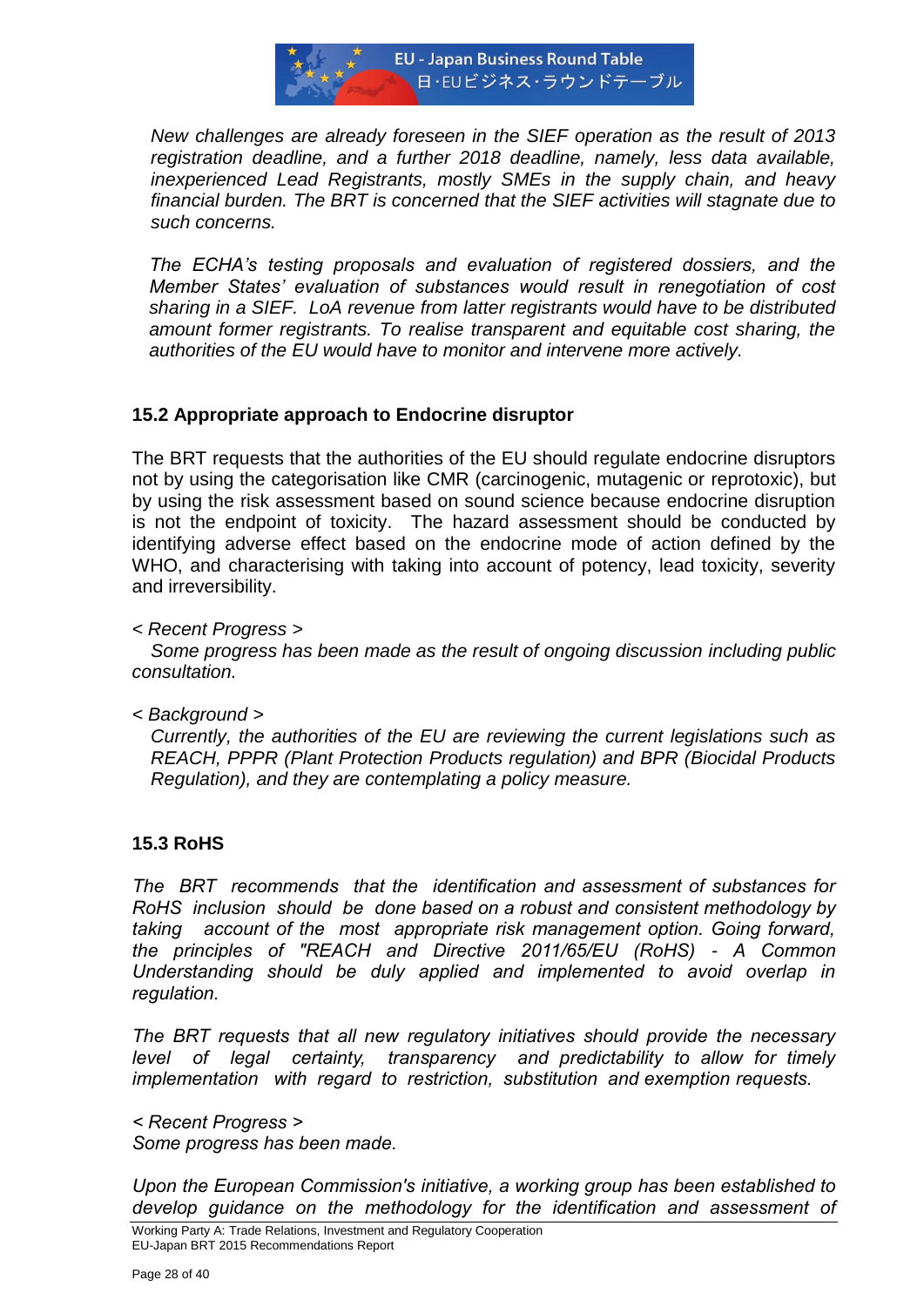*New challenges are already foreseen in the SIEF operation as the result of 2013 registration deadline, and a further 2018 deadline, namely, less data available, inexperienced Lead Registrants, mostly SMEs in the supply chain, and heavy financial burden. The BRT is concerned that the SIEF activities will stagnate due to such concerns.*

*The ECHA's testing proposals and evaluation of registered dossiers, and the Member States' evaluation of substances would result in renegotiation of cost sharing in a SIEF. LoA revenue from latter registrants would have to be distributed amount former registrants. To realise transparent and equitable cost sharing, the authorities of the EU would have to monitor and intervene more actively.*

### 15.2 Appropriate approach to Endocrine disruptor

The BRT requests that the authorities of the EU should regulate endocrine disruptors not by using the categorisation like CMR (carcinogenic, mutagenic or reprotoxic), but by using the risk assessment based on sound science because endocrine disruption is not the endpoint of toxicity. The hazard assessment should be conducted by identifying adverse effect based on the endocrine mode of action defined by the WHO, and characterising with taking into account of potency, lead toxicity, severity and irreversibility.

*< Recent Progress >*

*Some progress has been made as the result of ongoing discussion including public consultation.*

*< Background >*

*Currently, the authorities of the EU are reviewing the current legislations such as REACH, PPPR (Plant Protection Products regulation) and BPR (Biocidal Products Regulation), and they are contemplating a policy measure.*

### 15.3 RoHS

*The BRT recommends that the identification and assessment of substances for RoHS inclusion should be done based on a robust and consistent methodology by taking account of the most appropriate risk management option. Going forward, the principles of "REACH and Directive 2011/65/EU (RoHS) - A Common Understanding should be duly applied and implemented to avoid overlap in regulation.*

*The BRT requests that all new regulatory initiatives should provide the necessary level of legal certainty, transparency and predictability to allow for timely implementation with regard to restriction, substitution and exemption requests.*

*< Recent Progress >*
*Some progress has been made.*

*Upon the European Commission's initiative, a working group has been established to develop guidance on the methodology for the identification and assessment of*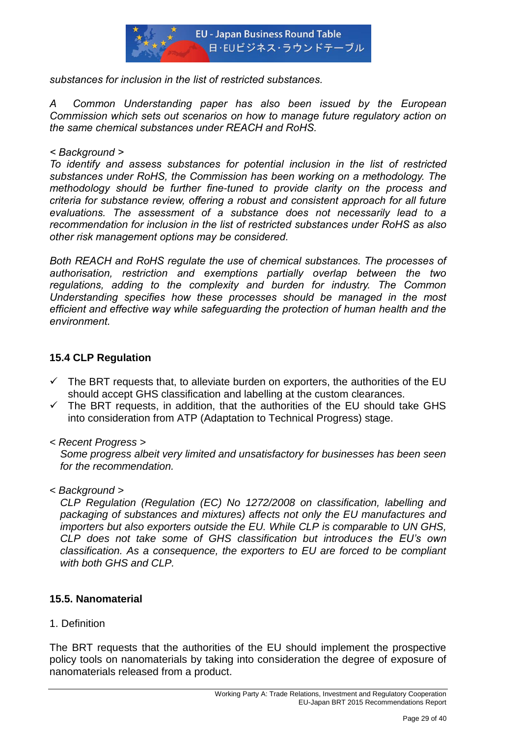*substances for inclusion in the list of restricted substances.*

*A Common Understanding paper has also been issued by the European Commission which sets out scenarios on how to manage future regulatory action on the same chemical substances under REACH and RoHS.*

*< Background >*
*To identify and assess substances for potential inclusion in the list of restricted substances under RoHS, the Commission has been working on a methodology. The methodology should be further fine-tuned to provide clarity on the process and criteria for substance review, offering a robust and consistent approach for all future evaluations. The assessment of a substance does not necessarily lead to a recommendation for inclusion in the list of restricted substances under RoHS as also other risk management options may be considered.*

*Both REACH and RoHS regulate the use of chemical substances. The processes of authorisation, restriction and exemptions partially overlap between the two regulations, adding to the complexity and burden for industry. The Common Understanding specifies how these processes should be managed in the most efficient and effective way while safeguarding the protection of human health and the environment.*

### 15.4 CLP Regulation

- ✓ The BRT requests that, to alleviate burden on exporters, the authorities of the EU should accept GHS classification and labelling at the custom clearances.
- ✓ The BRT requests, in addition, that the authorities of the EU should take GHS into consideration from ATP (Adaptation to Technical Progress) stage.

< Recent Progress >
*Some progress albeit very limited and unsatisfactory for businesses has been seen for the recommendation.*

< Background >
*CLP Regulation (Regulation (EC) No 1272/2008 on classification, labelling and packaging of substances and mixtures) affects not only the EU manufactures and importers but also exporters outside the EU. While CLP is comparable to UN GHS, CLP does not take some of GHS classification but introduces the EU's own classification. As a consequence, the exporters to EU are forced to be compliant with both GHS and CLP.*

### 15.5. Nanomaterial

1. Definition

The BRT requests that the authorities of the EU should implement the prospective policy tools on nanomaterials by taking into consideration the degree of exposure of nanomaterials released from a product.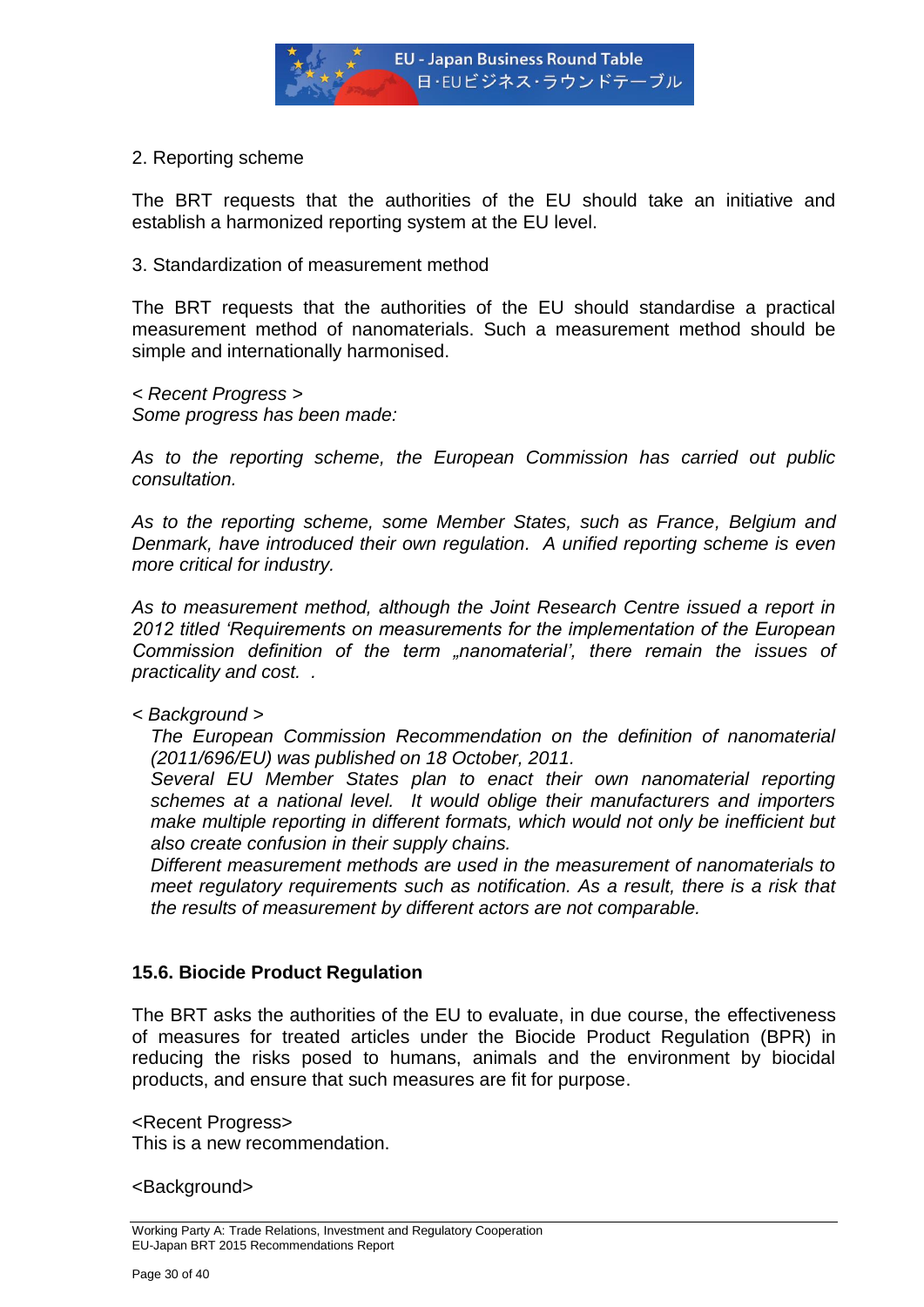2. Reporting scheme

The BRT requests that the authorities of the EU should take an initiative and establish a harmonized reporting system at the EU level.

3. Standardization of measurement method

The BRT requests that the authorities of the EU should standardise a practical measurement method of nanomaterials. Such a measurement method should be simple and internationally harmonised.

*< Recent Progress >*
*Some progress has been made:*

*As to the reporting scheme, the European Commission has carried out public consultation.*

*As to the reporting scheme, some Member States, such as France, Belgium and Denmark, have introduced their own regulation. A unified reporting scheme is even more critical for industry.*

*As to measurement method, although the Joint Research Centre issued a report in 2012 titled 'Requirements on measurements for the implementation of the European Commission definition of the term „nanomaterial', there remain the issues of practicality and cost. .*

*< Background >*

*The European Commission Recommendation on the definition of nanomaterial (2011/696/EU) was published on 18 October, 2011.*

*Several EU Member States plan to enact their own nanomaterial reporting schemes at a national level. It would oblige their manufacturers and importers make multiple reporting in different formats, which would not only be inefficient but also create confusion in their supply chains.*

*Different measurement methods are used in the measurement of nanomaterials to meet regulatory requirements such as notification. As a result, there is a risk that the results of measurement by different actors are not comparable.*

### 15.6. Biocide Product Regulation

The BRT asks the authorities of the EU to evaluate, in due course, the effectiveness of measures for treated articles under the Biocide Product Regulation (BPR) in reducing the risks posed to humans, animals and the environment by biocidal products, and ensure that such measures are fit for purpose.

<Recent Progress>
This is a new recommendation.

<Background>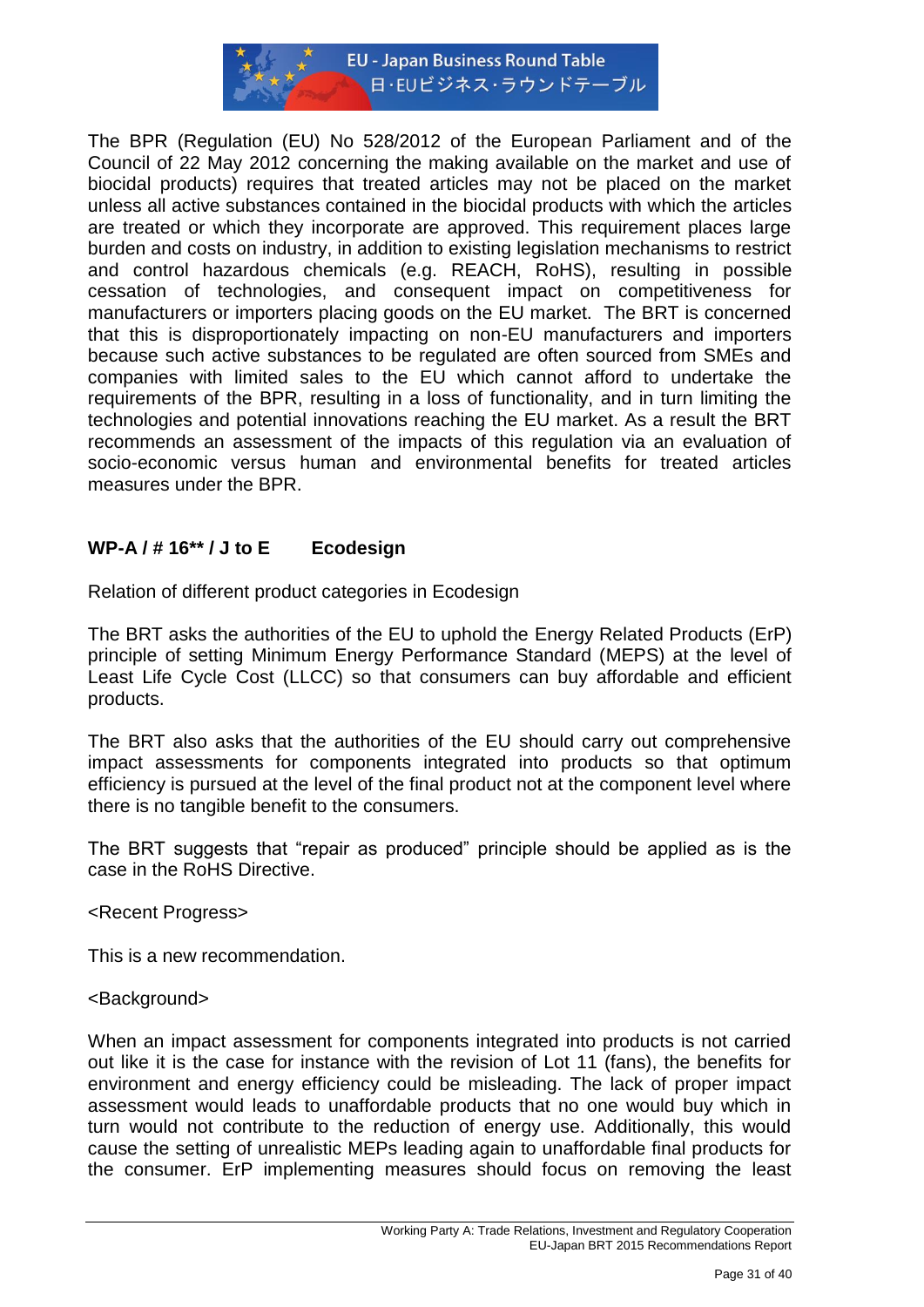The BPR (Regulation (EU) No 528/2012 of the European Parliament and of the Council of 22 May 2012 concerning the making available on the market and use of biocidal products) requires that treated articles may not be placed on the market unless all active substances contained in the biocidal products with which the articles are treated or which they incorporate are approved. This requirement places large burden and costs on industry, in addition to existing legislation mechanisms to restrict and control hazardous chemicals (e.g. REACH, RoHS), resulting in possible cessation of technologies, and consequent impact on competitiveness for manufacturers or importers placing goods on the EU market. The BRT is concerned that this is disproportionately impacting on non-EU manufacturers and importers because such active substances to be regulated are often sourced from SMEs and companies with limited sales to the EU which cannot afford to undertake the requirements of the BPR, resulting in a loss of functionality, and in turn limiting the technologies and potential innovations reaching the EU market. As a result the BRT recommends an assessment of the impacts of this regulation via an evaluation of socio-economic versus human and environmental benefits for treated articles measures under the BPR.

### WP-A / # 16** / J to E Ecodesign

Relation of different product categories in Ecodesign

The BRT asks the authorities of the EU to uphold the Energy Related Products (ErP) principle of setting Minimum Energy Performance Standard (MEPS) at the level of Least Life Cycle Cost (LLCC) so that consumers can buy affordable and efficient products.

The BRT also asks that the authorities of the EU should carry out comprehensive impact assessments for components integrated into products so that optimum efficiency is pursued at the level of the final product not at the component level where there is no tangible benefit to the consumers.

The BRT suggests that "repair as produced" principle should be applied as is the case in the RoHS Directive.

<Recent Progress>

This is a new recommendation.

<Background>

When an impact assessment for components integrated into products is not carried out like it is the case for instance with the revision of Lot 11 (fans), the benefits for environment and energy efficiency could be misleading. The lack of proper impact assessment would leads to unaffordable products that no one would buy which in turn would not contribute to the reduction of energy use. Additionally, this would cause the setting of unrealistic MEPs leading again to unaffordable final products for the consumer. ErP implementing measures should focus on removing the least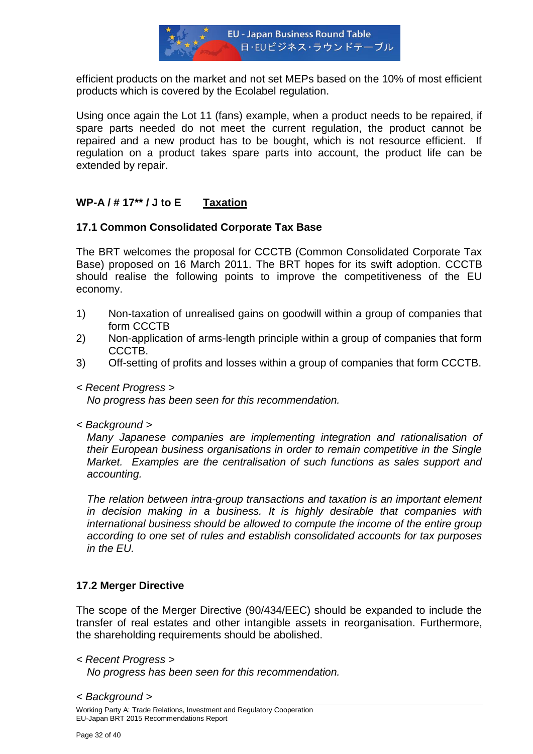efficient products on the market and not set MEPs based on the 10% of most efficient products which is covered by the Ecolabel regulation.

Using once again the Lot 11 (fans) example, when a product needs to be repaired, if spare parts needed do not meet the current regulation, the product cannot be repaired and a new product has to be bought, which is not resource efficient. If regulation on a product takes spare parts into account, the product life can be extended by repair.

## WP-A / # 17** / J to E <u>Taxation</u>

### 17.1 Common Consolidated Corporate Tax Base

The BRT welcomes the proposal for CCCTB (Common Consolidated Corporate Tax Base) proposed on 16 March 2011. The BRT hopes for its swift adoption. CCCTB should realise the following points to improve the competitiveness of the EU economy.

1) Non-taxation of unrealised gains on goodwill within a group of companies that form CCCTB
2) Non-application of arms-length principle within a group of companies that form CCCTB.
3) Off-setting of profits and losses within a group of companies that form CCCTB.

*< Recent Progress >*

*No progress has been seen for this recommendation.*

*< Background >*

*Many Japanese companies are implementing integration and rationalisation of their European business organisations in order to remain competitive in the Single Market. Examples are the centralisation of such functions as sales support and accounting.*

*The relation between intra-group transactions and taxation is an important element in decision making in a business. It is highly desirable that companies with international business should be allowed to compute the income of the entire group according to one set of rules and establish consolidated accounts for tax purposes in the EU.*

### 17.2 Merger Directive

The scope of the Merger Directive (90/434/EEC) should be expanded to include the transfer of real estates and other intangible assets in reorganisation. Furthermore, the shareholding requirements should be abolished.

*< Recent Progress >*

*No progress has been seen for this recommendation.*

*< Background >*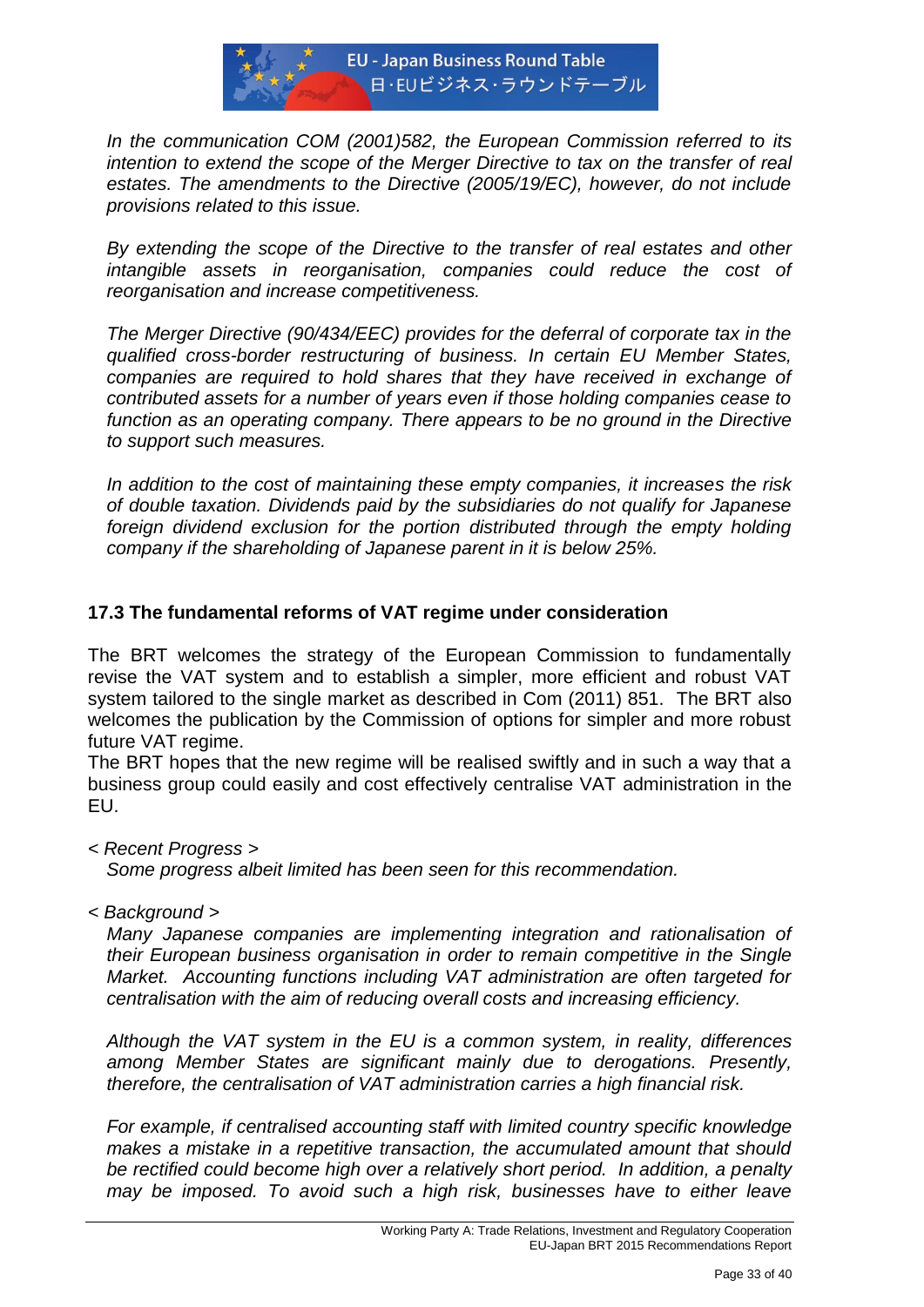*In the communication COM (2001)582, the European Commission referred to its intention to extend the scope of the Merger Directive to tax on the transfer of real estates. The amendments to the Directive (2005/19/EC), however, do not include provisions related to this issue.*

*By extending the scope of the Directive to the transfer of real estates and other intangible assets in reorganisation, companies could reduce the cost of reorganisation and increase competitiveness.*

*The Merger Directive (90/434/EEC) provides for the deferral of corporate tax in the qualified cross-border restructuring of business. In certain EU Member States, companies are required to hold shares that they have received in exchange of contributed assets for a number of years even if those holding companies cease to function as an operating company. There appears to be no ground in the Directive to support such measures.*

*In addition to the cost of maintaining these empty companies, it increases the risk of double taxation. Dividends paid by the subsidiaries do not qualify for Japanese foreign dividend exclusion for the portion distributed through the empty holding company if the shareholding of Japanese parent in it is below 25%.*

### 17.3 The fundamental reforms of VAT regime under consideration

The BRT welcomes the strategy of the European Commission to fundamentally revise the VAT system and to establish a simpler, more efficient and robust VAT system tailored to the single market as described in Com (2011) 851. The BRT also welcomes the publication by the Commission of options for simpler and more robust future VAT regime.

The BRT hopes that the new regime will be realised swiftly and in such a way that a business group could easily and cost effectively centralise VAT administration in the EU.

*< Recent Progress >*

*Some progress albeit limited has been seen for this recommendation.*

*< Background >*

*Many Japanese companies are implementing integration and rationalisation of their European business organisation in order to remain competitive in the Single Market. Accounting functions including VAT administration are often targeted for centralisation with the aim of reducing overall costs and increasing efficiency.*

*Although the VAT system in the EU is a common system, in reality, differences among Member States are significant mainly due to derogations. Presently, therefore, the centralisation of VAT administration carries a high financial risk.*

*For example, if centralised accounting staff with limited country specific knowledge makes a mistake in a repetitive transaction, the accumulated amount that should be rectified could become high over a relatively short period. In addition, a penalty may be imposed. To avoid such a high risk, businesses have to either leave*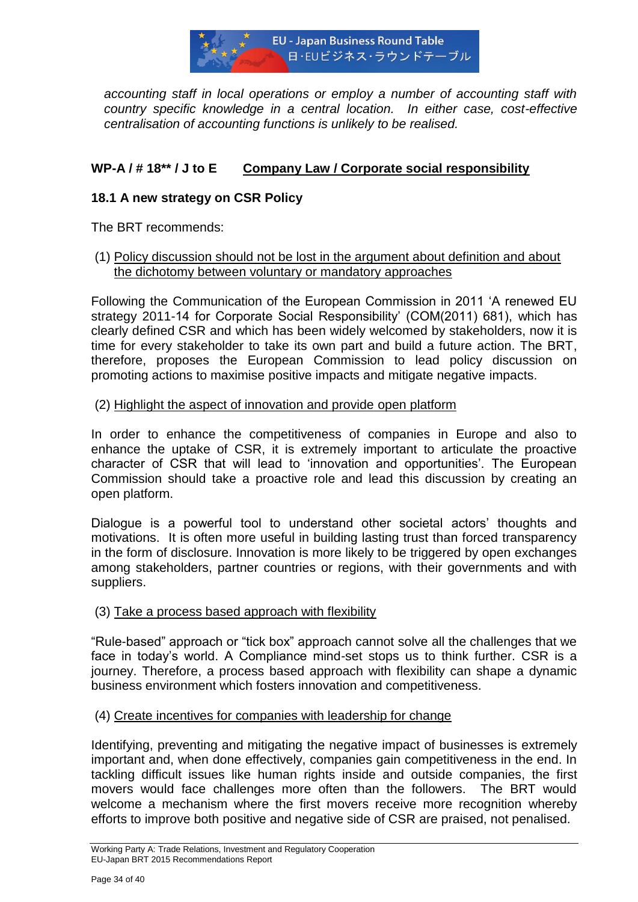*accounting staff in local operations or employ a number of accounting staff with country specific knowledge in a central location. In either case, cost-effective centralisation of accounting functions is unlikely to be realised.*

## WP-A / # 18** / J to E Company Law / Corporate social responsibility

### 18.1 A new strategy on CSR Policy

The BRT recommends:

(1) Policy discussion should not be lost in the argument about definition and about the dichotomy between voluntary or mandatory approaches

Following the Communication of the European Commission in 2011 'A renewed EU strategy 2011-14 for Corporate Social Responsibility' (COM(2011) 681), which has clearly defined CSR and which has been widely welcomed by stakeholders, now it is time for every stakeholder to take its own part and build a future action. The BRT, therefore, proposes the European Commission to lead policy discussion on promoting actions to maximise positive impacts and mitigate negative impacts.

(2) Highlight the aspect of innovation and provide open platform

In order to enhance the competitiveness of companies in Europe and also to enhance the uptake of CSR, it is extremely important to articulate the proactive character of CSR that will lead to 'innovation and opportunities'. The European Commission should take a proactive role and lead this discussion by creating an open platform.

Dialogue is a powerful tool to understand other societal actors' thoughts and motivations. It is often more useful in building lasting trust than forced transparency in the form of disclosure. Innovation is more likely to be triggered by open exchanges among stakeholders, partner countries or regions, with their governments and with suppliers.

(3) Take a process based approach with flexibility

"Rule-based" approach or "tick box" approach cannot solve all the challenges that we face in today's world. A Compliance mind-set stops us to think further. CSR is a journey. Therefore, a process based approach with flexibility can shape a dynamic business environment which fosters innovation and competitiveness.

(4) Create incentives for companies with leadership for change

Identifying, preventing and mitigating the negative impact of businesses is extremely important and, when done effectively, companies gain competitiveness in the end. In tackling difficult issues like human rights inside and outside companies, the first movers would face challenges more often than the followers. The BRT would welcome a mechanism where the first movers receive more recognition whereby efforts to improve both positive and negative side of CSR are praised, not penalised.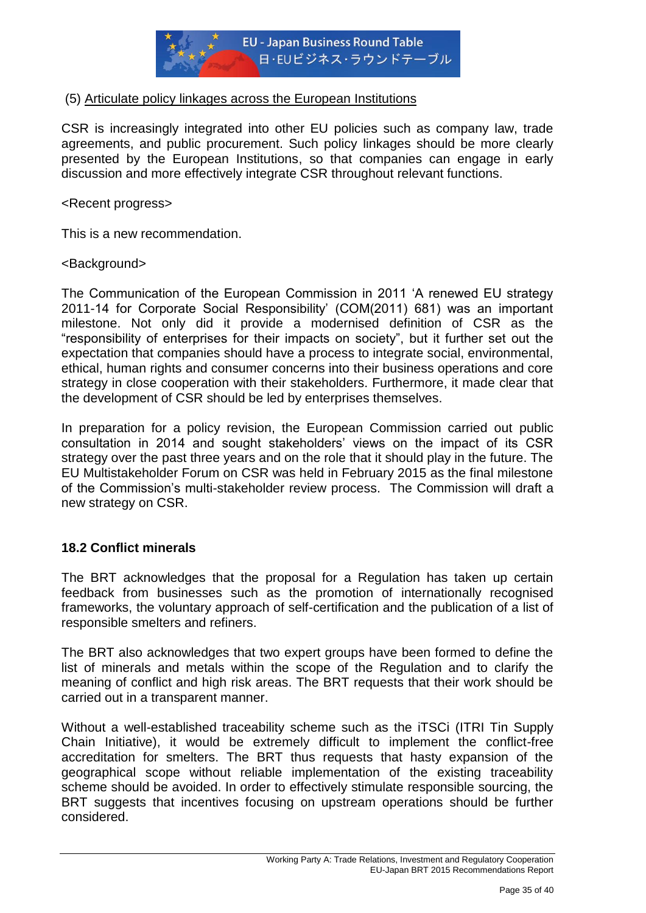(5) Articulate policy linkages across the European Institutions

CSR is increasingly integrated into other EU policies such as company law, trade agreements, and public procurement. Such policy linkages should be more clearly presented by the European Institutions, so that companies can engage in early discussion and more effectively integrate CSR throughout relevant functions.

<Recent progress>

This is a new recommendation.

<Background>

The Communication of the European Commission in 2011 'A renewed EU strategy 2011-14 for Corporate Social Responsibility' (COM(2011) 681) was an important milestone. Not only did it provide a modernised definition of CSR as the "responsibility of enterprises for their impacts on society", but it further set out the expectation that companies should have a process to integrate social, environmental, ethical, human rights and consumer concerns into their business operations and core strategy in close cooperation with their stakeholders. Furthermore, it made clear that the development of CSR should be led by enterprises themselves.

In preparation for a policy revision, the European Commission carried out public consultation in 2014 and sought stakeholders' views on the impact of its CSR strategy over the past three years and on the role that it should play in the future. The EU Multistakeholder Forum on CSR was held in February 2015 as the final milestone of the Commission's multi-stakeholder review process. The Commission will draft a new strategy on CSR.

### 18.2 Conflict minerals

The BRT acknowledges that the proposal for a Regulation has taken up certain feedback from businesses such as the promotion of internationally recognised frameworks, the voluntary approach of self-certification and the publication of a list of responsible smelters and refiners.

The BRT also acknowledges that two expert groups have been formed to define the list of minerals and metals within the scope of the Regulation and to clarify the meaning of conflict and high risk areas. The BRT requests that their work should be carried out in a transparent manner.

Without a well-established traceability scheme such as the iTSCi (ITRI Tin Supply Chain Initiative), it would be extremely difficult to implement the conflict-free accreditation for smelters. The BRT thus requests that hasty expansion of the geographical scope without reliable implementation of the existing traceability scheme should be avoided. In order to effectively stimulate responsible sourcing, the BRT suggests that incentives focusing on upstream operations should be further considered.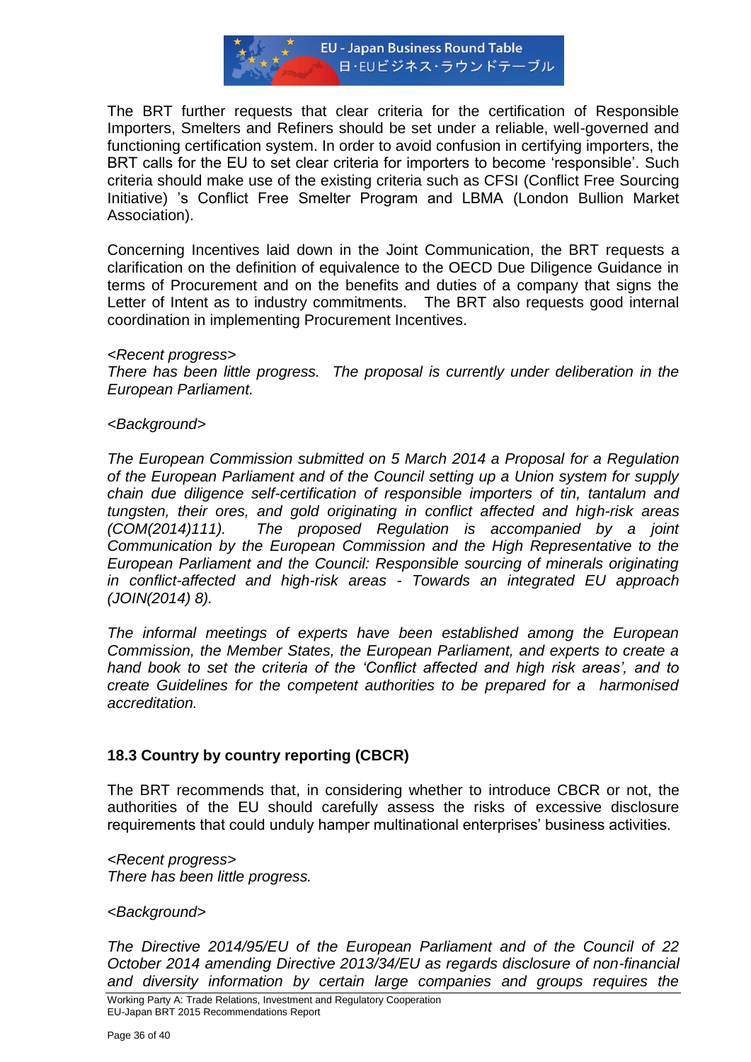The BRT further requests that clear criteria for the certification of Responsible Importers, Smelters and Refiners should be set under a reliable, well-governed and functioning certification system. In order to avoid confusion in certifying importers, the BRT calls for the EU to set clear criteria for importers to become 'responsible'. Such criteria should make use of the existing criteria such as CFSI (Conflict Free Sourcing Initiative) 's Conflict Free Smelter Program and LBMA (London Bullion Market Association).

Concerning Incentives laid down in the Joint Communication, the BRT requests a clarification on the definition of equivalence to the OECD Due Diligence Guidance in terms of Procurement and on the benefits and duties of a company that signs the Letter of Intent as to industry commitments. The BRT also requests good internal coordination in implementing Procurement Incentives.

*<Recent progress>*
*There has been little progress. The proposal is currently under deliberation in the European Parliament.*

*<Background>*

*The European Commission submitted on 5 March 2014 a Proposal for a Regulation of the European Parliament and of the Council setting up a Union system for supply chain due diligence self-certification of responsible importers of tin, tantalum and tungsten, their ores, and gold originating in conflict affected and high-risk areas (COM(2014)111). The proposed Regulation is accompanied by a joint Communication by the European Commission and the High Representative to the European Parliament and the Council: Responsible sourcing of minerals originating in conflict-affected and high-risk areas - Towards an integrated EU approach (JOIN(2014) 8).*

*The informal meetings of experts have been established among the European Commission, the Member States, the European Parliament, and experts to create a hand book to set the criteria of the 'Conflict affected and high risk areas', and to create Guidelines for the competent authorities to be prepared for a harmonised accreditation.*

### 18.3 Country by country reporting (CBCR)

The BRT recommends that, in considering whether to introduce CBCR or not, the authorities of the EU should carefully assess the risks of excessive disclosure requirements that could unduly hamper multinational enterprises' business activities.

*<Recent progress>*
*There has been little progress.*

*<Background>*

*The Directive 2014/95/EU of the European Parliament and of the Council of 22 October 2014 amending Directive 2013/34/EU as regards disclosure of non-financial and diversity information by certain large companies and groups requires the*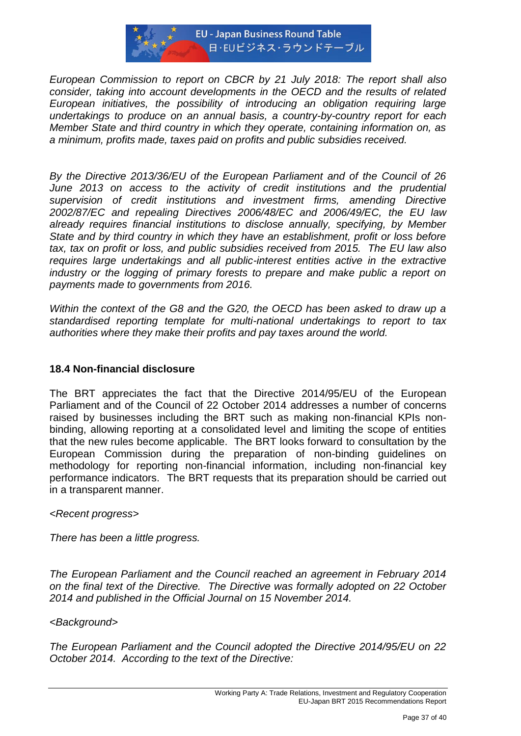*European Commission to report on CBCR by 21 July 2018: The report shall also consider, taking into account developments in the OECD and the results of related European initiatives, the possibility of introducing an obligation requiring large undertakings to produce on an annual basis, a country-by-country report for each Member State and third country in which they operate, containing information on, as a minimum, profits made, taxes paid on profits and public subsidies received.*

*By the Directive 2013/36/EU of the European Parliament and of the Council of 26 June 2013 on access to the activity of credit institutions and the prudential supervision of credit institutions and investment firms, amending Directive 2002/87/EC and repealing Directives 2006/48/EC and 2006/49/EC, the EU law already requires financial institutions to disclose annually, specifying, by Member State and by third country in which they have an establishment, profit or loss before tax, tax on profit or loss, and public subsidies received from 2015. The EU law also requires large undertakings and all public-interest entities active in the extractive industry or the logging of primary forests to prepare and make public a report on payments made to governments from 2016.*

*Within the context of the G8 and the G20, the OECD has been asked to draw up a standardised reporting template for multi-national undertakings to report to tax authorities where they make their profits and pay taxes around the world.*

### 18.4 Non-financial disclosure

The BRT appreciates the fact that the Directive 2014/95/EU of the European Parliament and of the Council of 22 October 2014 addresses a number of concerns raised by businesses including the BRT such as making non-financial KPIs non-binding, allowing reporting at a consolidated level and limiting the scope of entities that the new rules become applicable. The BRT looks forward to consultation by the European Commission during the preparation of non-binding guidelines on methodology for reporting non-financial information, including non-financial key performance indicators. The BRT requests that its preparation should be carried out in a transparent manner.

*<Recent progress>*

*There has been a little progress.*

*The European Parliament and the Council reached an agreement in February 2014 on the final text of the Directive. The Directive was formally adopted on 22 October 2014 and published in the Official Journal on 15 November 2014.*

*<Background>*

*The European Parliament and the Council adopted the Directive 2014/95/EU on 22 October 2014. According to the text of the Directive:*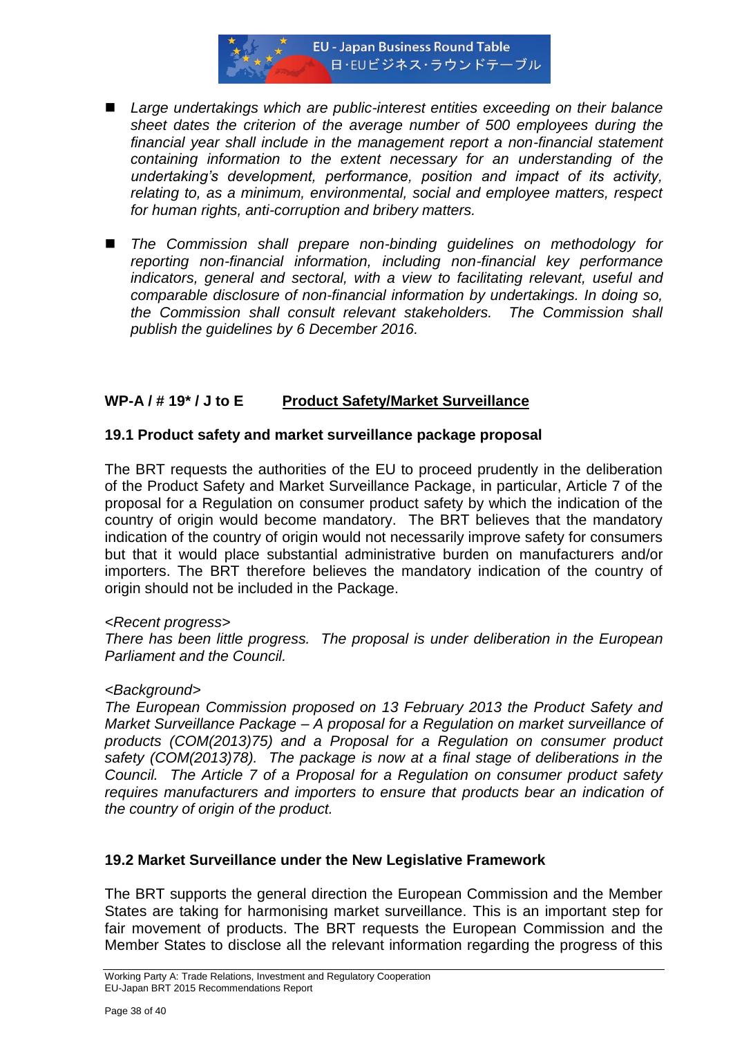- *Large undertakings which are public-interest entities exceeding on their balance sheet dates the criterion of the average number of 500 employees during the financial year shall include in the management report a non-financial statement containing information to the extent necessary for an understanding of the undertaking's development, performance, position and impact of its activity, relating to, as a minimum, environmental, social and employee matters, respect for human rights, anti-corruption and bribery matters.*

- *The Commission shall prepare non-binding guidelines on methodology for reporting non-financial information, including non-financial key performance indicators, general and sectoral, with a view to facilitating relevant, useful and comparable disclosure of non-financial information by undertakings. In doing so, the Commission shall consult relevant stakeholders. The Commission shall publish the guidelines by 6 December 2016.*

## WP-A / # 19* / J to E — Product Safety/Market Surveillance

### 19.1 Product safety and market surveillance package proposal

The BRT requests the authorities of the EU to proceed prudently in the deliberation of the Product Safety and Market Surveillance Package, in particular, Article 7 of the proposal for a Regulation on consumer product safety by which the indication of the country of origin would become mandatory. The BRT believes that the mandatory indication of the country of origin would not necessarily improve safety for consumers but that it would place substantial administrative burden on manufacturers and/or importers. The BRT therefore believes the mandatory indication of the country of origin should not be included in the Package.

*<Recent progress>*
*There has been little progress. The proposal is under deliberation in the European Parliament and the Council.*

*<Background>*
*The European Commission proposed on 13 February 2013 the Product Safety and Market Surveillance Package – A proposal for a Regulation on market surveillance of products (COM(2013)75) and a Proposal for a Regulation on consumer product safety (COM(2013)78). The package is now at a final stage of deliberations in the Council. The Article 7 of a Proposal for a Regulation on consumer product safety requires manufacturers and importers to ensure that products bear an indication of the country of origin of the product.*

### 19.2 Market Surveillance under the New Legislative Framework

The BRT supports the general direction the European Commission and the Member States are taking for harmonising market surveillance. This is an important step for fair movement of products. The BRT requests the European Commission and the Member States to disclose all the relevant information regarding the progress of this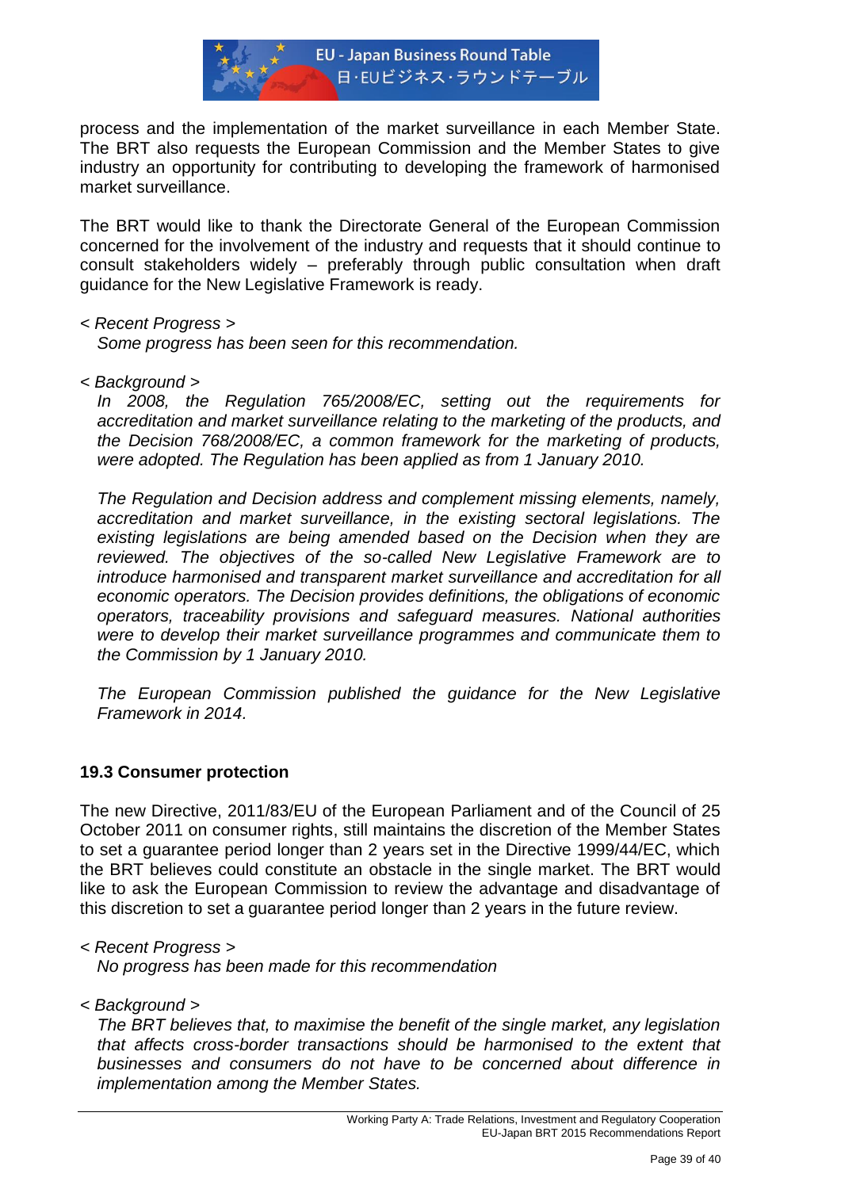process and the implementation of the market surveillance in each Member State. The BRT also requests the European Commission and the Member States to give industry an opportunity for contributing to developing the framework of harmonised market surveillance.

The BRT would like to thank the Directorate General of the European Commission concerned for the involvement of the industry and requests that it should continue to consult stakeholders widely – preferably through public consultation when draft guidance for the New Legislative Framework is ready.

*< Recent Progress >*

*Some progress has been seen for this recommendation.*

*< Background >*

*In 2008, the Regulation 765/2008/EC, setting out the requirements for accreditation and market surveillance relating to the marketing of the products, and the Decision 768/2008/EC, a common framework for the marketing of products, were adopted. The Regulation has been applied as from 1 January 2010.*

*The Regulation and Decision address and complement missing elements, namely, accreditation and market surveillance, in the existing sectoral legislations. The existing legislations are being amended based on the Decision when they are reviewed. The objectives of the so-called New Legislative Framework are to introduce harmonised and transparent market surveillance and accreditation for all economic operators. The Decision provides definitions, the obligations of economic operators, traceability provisions and safeguard measures. National authorities were to develop their market surveillance programmes and communicate them to the Commission by 1 January 2010.*

*The European Commission published the guidance for the New Legislative Framework in 2014.*

### 19.3 Consumer protection

The new Directive, 2011/83/EU of the European Parliament and of the Council of 25 October 2011 on consumer rights, still maintains the discretion of the Member States to set a guarantee period longer than 2 years set in the Directive 1999/44/EC, which the BRT believes could constitute an obstacle in the single market. The BRT would like to ask the European Commission to review the advantage and disadvantage of this discretion to set a guarantee period longer than 2 years in the future review.

*< Recent Progress >*

*No progress has been made for this recommendation*

*< Background >*

*The BRT believes that, to maximise the benefit of the single market, any legislation that affects cross-border transactions should be harmonised to the extent that businesses and consumers do not have to be concerned about difference in implementation among the Member States.*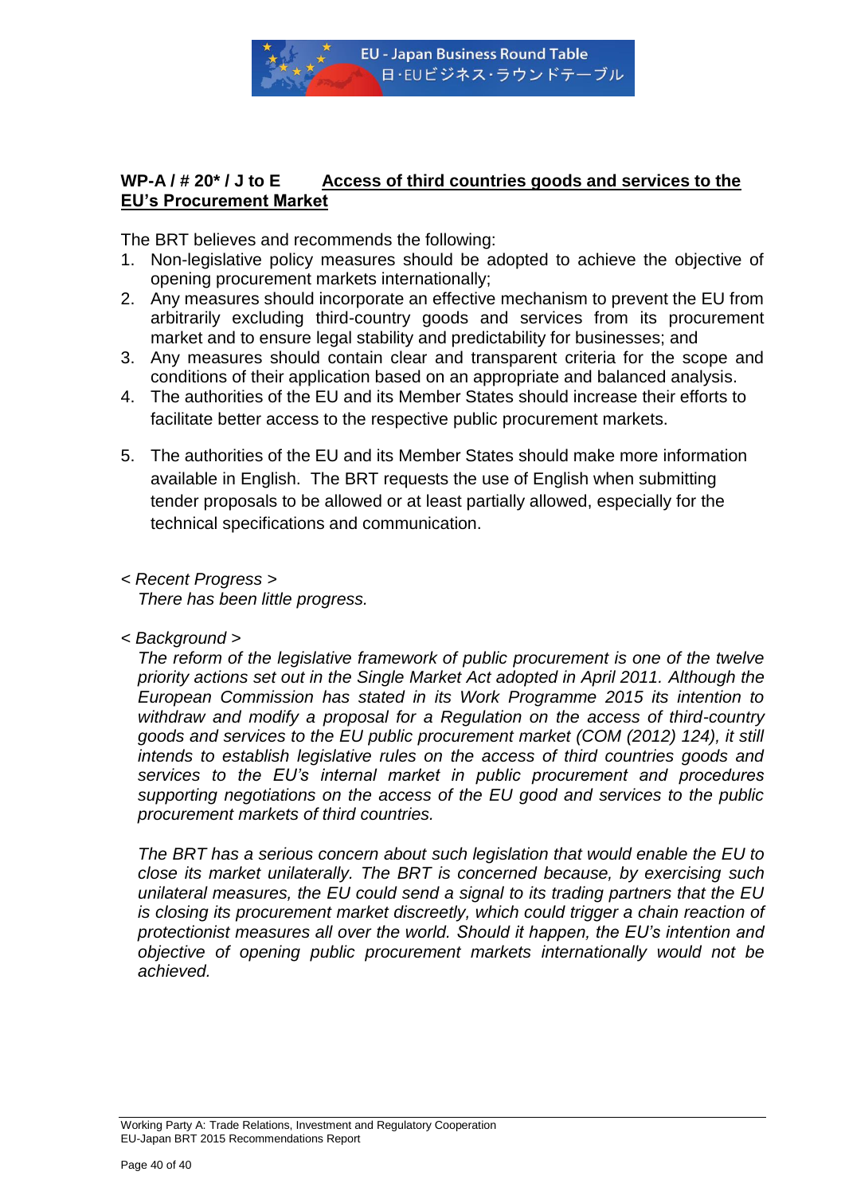**WP-A / # 20* / J to E** **<u>Access of third countries goods and services to the EU's Procurement Market</u>**

The BRT believes and recommends the following:

1. Non-legislative policy measures should be adopted to achieve the objective of opening procurement markets internationally;
2. Any measures should incorporate an effective mechanism to prevent the EU from arbitrarily excluding third-country goods and services from its procurement market and to ensure legal stability and predictability for businesses; and
3. Any measures should contain clear and transparent criteria for the scope and conditions of their application based on an appropriate and balanced analysis.
4. The authorities of the EU and its Member States should increase their efforts to facilitate better access to the respective public procurement markets.
5. The authorities of the EU and its Member States should make more information available in English. The BRT requests the use of English when submitting tender proposals to be allowed or at least partially allowed, especially for the technical specifications and communication.

*< Recent Progress >*

*There has been little progress.*

*< Background >*

*The reform of the legislative framework of public procurement is one of the twelve priority actions set out in the Single Market Act adopted in April 2011. Although the European Commission has stated in its Work Programme 2015 its intention to withdraw and modify a proposal for a Regulation on the access of third-country goods and services to the EU public procurement market (COM (2012) 124), it still intends to establish legislative rules on the access of third countries goods and services to the EU's internal market in public procurement and procedures supporting negotiations on the access of the EU good and services to the public procurement markets of third countries.*

*The BRT has a serious concern about such legislation that would enable the EU to close its market unilaterally. The BRT is concerned because, by exercising such unilateral measures, the EU could send a signal to its trading partners that the EU is closing its procurement market discreetly, which could trigger a chain reaction of protectionist measures all over the world. Should it happen, the EU's intention and objective of opening public procurement markets internationally would not be achieved.*